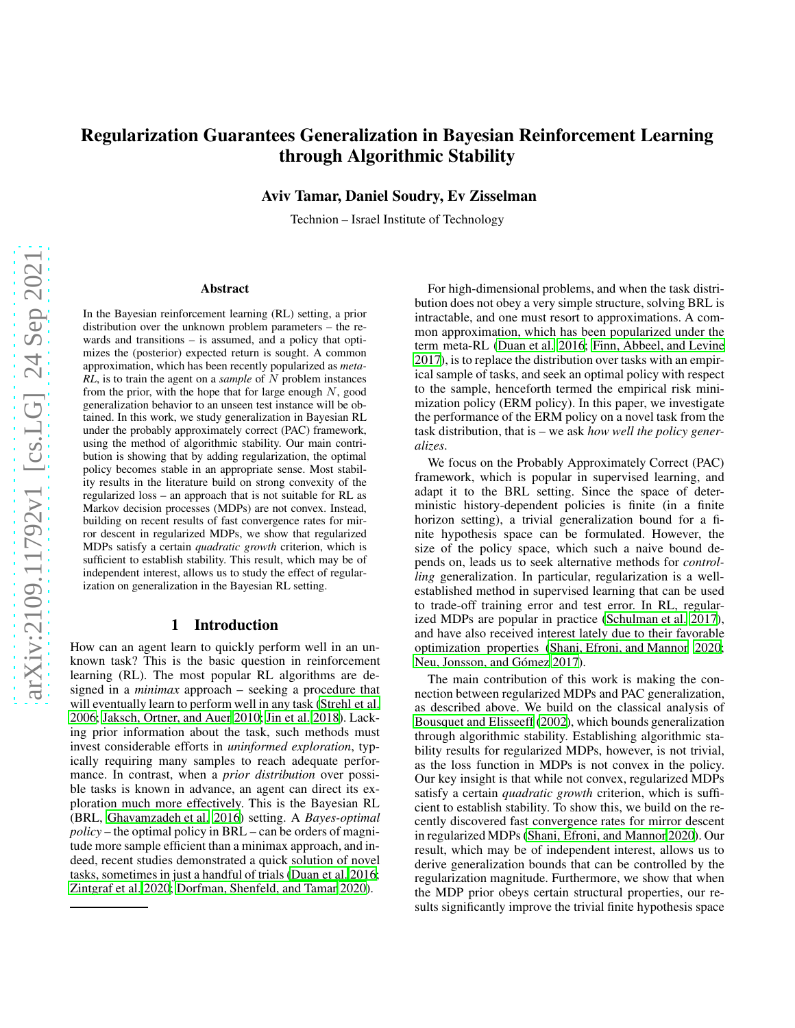# Regularization Guarantees Generalization in Bayesian Reinforcement Learning through Algorithmic Stability

**Aviv Tamar, Daniel Soudry, Ev Zisselman**

Technion – Israel Institute of Technology

## Abstract

In the Bayesian reinforcement learning (RL) setting, a prior distribution over the unknown problem parameters – the rewards and transitions – is assumed, and a policy that optimizes the (posterior) expected return is sought. A common approximation, which has been recently popularized as *meta-RL*, is to train the agent on a *sample* of $N$ problem instances from the prior, with the hope that for large enough $N$, good generalization behavior to an unseen test instance will be obtained. In this work, we study generalization in Bayesian RL under the probably approximately correct (PAC) framework, using the method of algorithmic stability. Our main contribution is showing that by adding regularization, the optimal policy becomes stable in an appropriate sense. Most stability results in the literature build on strong convexity of the regularized loss – an approach that is not suitable for RL as Markov decision processes (MDPs) are not convex. Instead, building on recent results of fast convergence rates for mirror descent in regularized MDPs, we show that regularized MDPs satisfy a certain *quadratic growth* criterion, which is sufficient to establish stability. This result, which may be of independent interest, allows us to study the effect of regularization on generalization in the Bayesian RL setting.

## 1 Introduction

How can an agent learn to quickly perform well in an unknown task? This is the basic question in reinforcement learning (RL). The most popular RL algorithms are designed in a *minimax* approach – seeking a procedure that will eventually learn to perform well in any task (Strehl et al. 2006; Jaksch, Ortner, and Auer 2010; Jin et al. 2018). Lacking prior information about the task, such methods must invest considerable efforts in *uninformed exploration*, typically requiring many samples to reach adequate performance. In contrast, when a *prior distribution* over possible tasks is known in advance, an agent can direct its exploration much more effectively. This is the Bayesian RL (BRL, Ghavamzadeh et al. 2016) setting. A *Bayes-optimal policy* – the optimal policy in BRL – can be orders of magnitude more sample efficient than a minimax approach, and indeed, recent studies demonstrated a quick solution of novel tasks, sometimes in just a handful of trials (Duan et al. 2016; Zintgraf et al. 2020; Dorfman, Shenfeld, and Tamar 2020).

For high-dimensional problems, and when the task distribution does not obey a very simple structure, solving BRL is intractable, and one must resort to approximations. A common approximation, which has been popularized under the term meta-RL (Duan et al. 2016; Finn, Abbeel, and Levine 2017), is to replace the distribution over tasks with an empirical sample of tasks, and seek an optimal policy with respect to the sample, henceforth termed the empirical risk minimization policy (ERM policy). In this paper, we investigate the performance of the ERM policy on a novel task from the task distribution, that is – we ask *how well the policy generalizes*.

We focus on the Probably Approximately Correct (PAC) framework, which is popular in supervised learning, and adapt it to the BRL setting. Since the space of deterministic history-dependent policies is finite (in a finite horizon setting), a trivial generalization bound for a finite hypothesis space can be formulated. However, the size of the policy space, which such a naive bound depends on, leads us to seek alternative methods for *controlling* generalization. In particular, regularization is a well-established method in supervised learning that can be used to trade-off training error and test error. In RL, regularized MDPs are popular in practice (Schulman et al. 2017), and have also received interest lately due to their favorable optimization properties (Shani, Efroni, and Mannor 2020; Neu, Jonsson, and Gómez 2017).

The main contribution of this work is making the connection between regularized MDPs and PAC generalization, as described above. We build on the classical analysis of Bousquet and Elisseeff (2002), which bounds generalization through algorithmic stability. Establishing algorithmic stability results for regularized MDPs, however, is not trivial, as the loss function in MDPs is not convex in the policy. Our key insight is that while not convex, regularized MDPs satisfy a certain *quadratic growth* criterion, which is sufficient to establish stability. To show this, we build on the recently discovered fast convergence rates for mirror descent in regularized MDPs (Shani, Efroni, and Mannor 2020). Our result, which may be of independent interest, allows us to derive generalization bounds that can be controlled by the regularization magnitude. Furthermore, we show that when the MDP prior obeys certain structural properties, our results significantly improve the trivial finite hypothesis space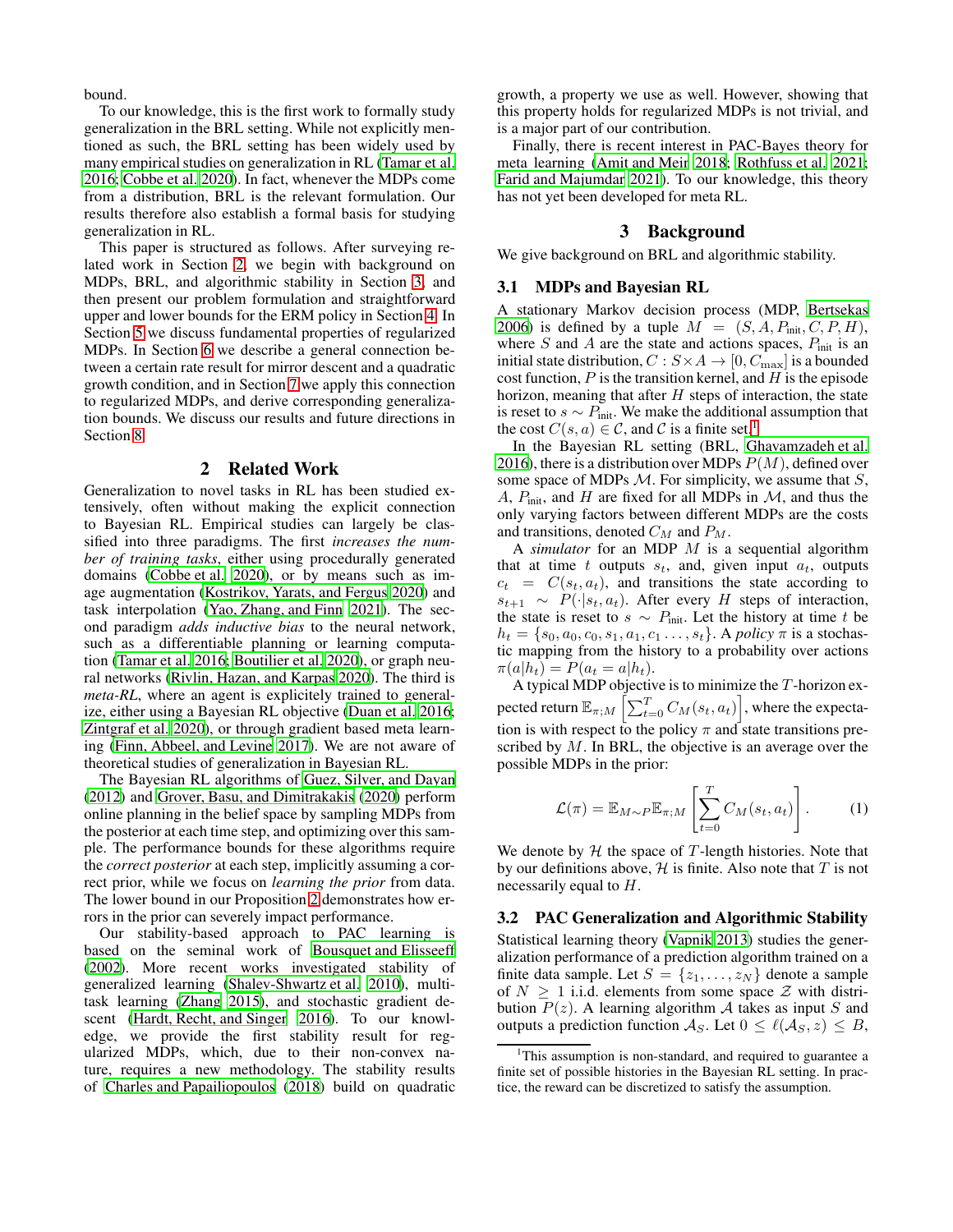bound.

To our knowledge, this is the first work to formally study generalization in the BRL setting. While not explicitly mentioned as such, the BRL setting has been widely used by many empirical studies on generalization in RL (Tamar et al. 2016; Cobbe et al. 2020). In fact, whenever the MDPs come from a distribution, BRL is the relevant formulation. Our results therefore also establish a formal basis for studying generalization in RL.

This paper is structured as follows. After surveying related work in Section 2, we begin with background on MDPs, BRL, and algorithmic stability in Section 3, and then present our problem formulation and straightforward upper and lower bounds for the ERM policy in Section 4. In Section 5 we discuss fundamental properties of regularized MDPs. In Section 6 we describe a general connection between a certain rate result for mirror descent and a quadratic growth condition, and in Section 7 we apply this connection to regularized MDPs, and derive corresponding generalization bounds. We discuss our results and future directions in Section 8.

## 2 Related Work

Generalization to novel tasks in RL has been studied extensively, often without making the explicit connection to Bayesian RL. Empirical studies can largely be classified into three paradigms. The first *increases the number of training tasks*, either using procedurally generated domains (Cobbe et al. 2020), or by means such as image augmentation (Kostrikov, Yarats, and Fergus 2020) and task interpolation (Yao, Zhang, and Finn 2021). The second paradigm *adds inductive bias* to the neural network, such as a differentiable planning or learning computation (Tamar et al. 2016; Boutilier et al. 2020), or graph neural networks (Rivlin, Hazan, and Karpas 2020). The third is *meta-RL*, where an agent is explicitly trained to generalize, either using a Bayesian RL objective (Duan et al. 2016; Zintgraf et al. 2020), or through gradient based meta learning (Finn, Abbeel, and Levine 2017). We are not aware of theoretical studies of generalization in Bayesian RL.

The Bayesian RL algorithms of Guez, Silver, and Dayan (2012) and Grover, Basu, and Dimitrakakis (2020) perform online planning in the belief space by sampling MDPs from the posterior at each time step, and optimizing over this sample. The performance bounds for these algorithms require the *correct posterior* at each step, implicitly assuming a correct prior, while we focus on *learning the prior* from data. The lower bound in our Proposition 2 demonstrates how errors in the prior can severely impact performance.

Our stability-based approach to PAC learning is based on the seminal work of Bousquet and Elisseeff (2002). More recent works investigated stability of generalized learning (Shalev-Shwartz et al. 2010), multi-task learning (Zhang 2015), and stochastic gradient descent (Hardt, Recht, and Singer 2016). To our knowledge, we provide the first stability result for regularized MDPs, which, due to their non-convex nature, requires a new methodology. The stability results of Charles and Papailiopoulos (2018) build on quadratic growth, a property we use as well. However, showing that this property holds for regularized MDPs is not trivial, and is a major part of our contribution.

Finally, there is recent interest in PAC-Bayes theory for meta learning (Amit and Meir 2018; Rothfuss et al. 2021; Farid and Majumdar 2021). To our knowledge, this theory has not yet been developed for meta RL.

## 3 Background

We give background on BRL and algorithmic stability.

### 3.1 MDPs and Bayesian RL

A stationary Markov decision process (MDP, Bertsekas 2006) is defined by a tuple $M = (S, A, P_{\text{init}}, C, P, H)$, where $S$ and $A$ are the state and actions spaces, $P_{\text{init}}$ is an initial state distribution, $C : S \times A \to [0, C_{\max}]$ is a bounded cost function, $P$ is the transition kernel, and $H$ is the episode horizon, meaning that after $H$ steps of interaction, the state is reset to $s \sim P_{\text{init}}$. We make the additional assumption that the cost $C(s, a) \in \mathcal{C}$, and $\mathcal{C}$ is a finite set.[1]

In the Bayesian RL setting (BRL, Ghavamzadeh et al. 2016), there is a distribution over MDPs $P(M)$, defined over some space of MDPs $\mathcal{M}$. For simplicity, we assume that $S$, $A$, $P_{\text{init}}$, and $H$ are fixed for all MDPs in $\mathcal{M}$, and thus the only varying factors between different MDPs are the costs and transitions, denoted $C_M$ and $P_M$.

A *simulator* for an MDP $M$ is a sequential algorithm that at time $t$ outputs $s_t$, and, given input $a_t$, outputs $c_t = C(s_t, a_t)$, and transitions the state according to $s_{t+1} \sim P(\cdot|s_t, a_t)$. After every $H$ steps of interaction, the state is reset to $s \sim P_{\text{init}}$. Let the history at time $t$ be $h_t = \{s_0, a_0, c_0, s_1, a_1, c_1 \ldots, s_t\}$. A *policy* $\pi$ is a stochastic mapping from the history to a probability over actions $\pi(a|h_t) = P(a_t = a|h_t)$.

A typical MDP objective is to minimize the $T$-horizon expected return $\mathbb{E}_{\pi;M}\left[\sum_{t=0}^{T} C_M(s_t, a_t)\right]$, where the expectation is with respect to the policy $\pi$ and state transitions prescribed by $M$. In BRL, the objective is an average over the possible MDPs in the prior:

$$\mathcal{L}(\pi) = \mathbb{E}_{M \sim P}\mathbb{E}_{\pi;M}\left[\sum_{t=0}^{T} C_M(s_t, a_t)\right]. \tag{1}$$

We denote by $\mathcal{H}$ the space of $T$-length histories. Note that by our definitions above, $\mathcal{H}$ is finite. Also note that $T$ is not necessarily equal to $H$.

### 3.2 PAC Generalization and Algorithmic Stability

Statistical learning theory (Vapnik 2013) studies the generalization performance of a prediction algorithm trained on a finite data sample. Let $S = \{z_1, \ldots, z_N\}$ denote a sample of $N \geq 1$ i.i.d. elements from some space $\mathcal{Z}$ with distribution $P(z)$. A learning algorithm $\mathcal{A}$ takes as input $S$ and outputs a prediction function $\mathcal{A}_S$. Let $0 \leq \ell(\mathcal{A}_S, z) \leq B$,

[1] This assumption is non-standard, and required to guarantee a finite set of possible histories in the Bayesian RL setting. In practice, the reward can be discretized to satisfy the assumption.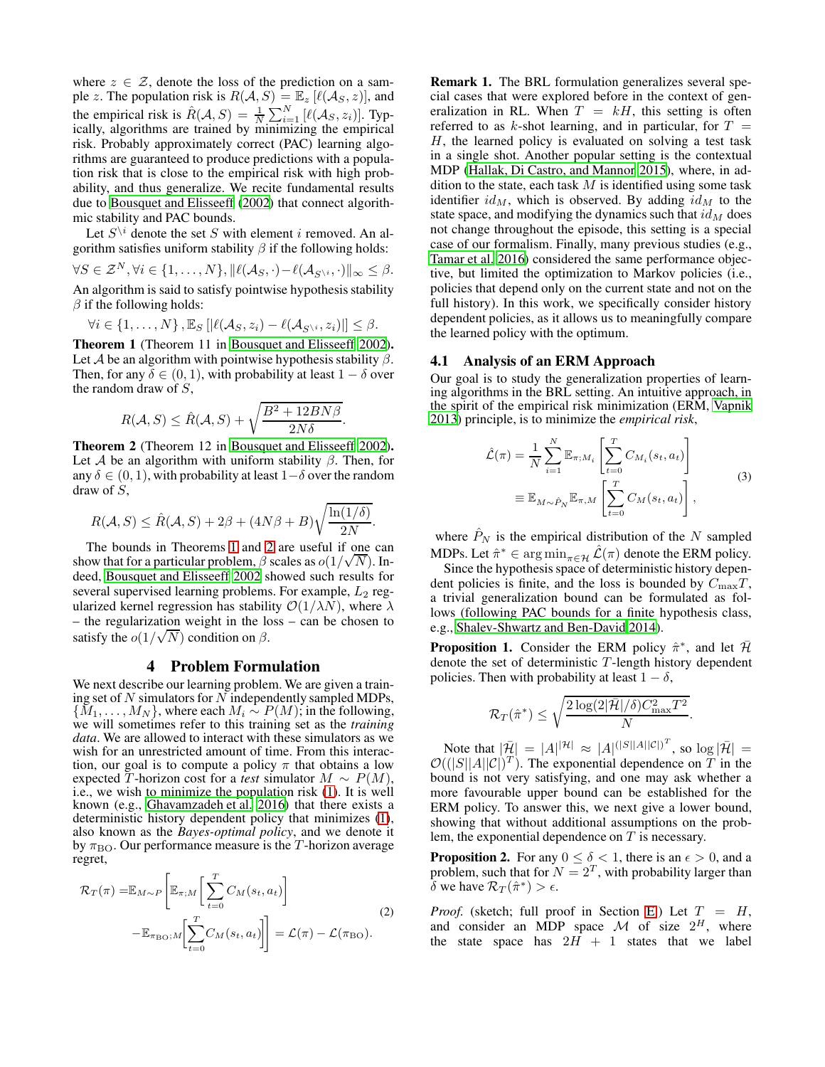where $z \in \mathcal{Z}$, denote the loss of the prediction on a sample $z$. The population risk is $R(\mathcal{A}, S) = \mathbb{E}_z [\ell(\mathcal{A}_S, z)]$, and the empirical risk is $\hat{R}(\mathcal{A}, S) = \frac{1}{N}\sum_{i=1}^{N} [\ell(\mathcal{A}_S, z_i)]$. Typically, algorithms are trained by minimizing the empirical risk. Probably approximately correct (PAC) learning algorithms are guaranteed to produce predictions with a population risk that is close to the empirical risk with high probability, and thus generalize. We recite fundamental results due to Bousquet and Elisseeff (2002) that connect algorithmic stability and PAC bounds.

Let $S^{\setminus i}$ denote the set $S$ with element $i$ removed. An algorithm satisfies uniform stability $\beta$ if the following holds:

$$\forall S \in \mathcal{Z}^N, \forall i \in \{1, \ldots, N\}, \|\ell(\mathcal{A}_S, \cdot) - \ell(\mathcal{A}_{S^{\setminus i}}, \cdot)\|_\infty \leq \beta.$$

An algorithm is said to satisfy pointwise hypothesis stability $\beta$ if the following holds:

$$\forall i \in \{1, \ldots, N\}, \mathbb{E}_S [|\ell(\mathcal{A}_S, z_i) - \ell(\mathcal{A}_{S^{\setminus i}}, z_i)|] \leq \beta.$$

**Theorem 1** (Theorem 11 in Bousquet and Elisseeff 2002)**.** Let $\mathcal{A}$ be an algorithm with pointwise hypothesis stability $\beta$. Then, for any $\delta \in (0, 1)$, with probability at least $1 - \delta$ over the random draw of $S$,

$$R(\mathcal{A}, S) \leq \hat{R}(\mathcal{A}, S) + \sqrt{\frac{B^2 + 12BN\beta}{2N\delta}}.$$

**Theorem 2** (Theorem 12 in Bousquet and Elisseeff 2002)**.** Let $\mathcal{A}$ be an algorithm with uniform stability $\beta$. Then, for any $\delta \in (0, 1)$, with probability at least $1-\delta$ over the random draw of $S$,

$$R(\mathcal{A}, S) \leq \hat{R}(\mathcal{A}, S) + 2\beta + (4N\beta + B)\sqrt{\frac{\ln(1/\delta)}{2N}}.$$

The bounds in Theorems 1 and 2 are useful if one can show that for a particular problem, $\beta$ scales as $o(1/\sqrt{N})$. Indeed, Bousquet and Elisseeff 2002 showed such results for several supervised learning problems. For example, $L_2$ regularized kernel regression has stability $\mathcal{O}(1/\lambda N)$, where $\lambda$ – the regularization weight in the loss – can be chosen to satisfy the $o(1/\sqrt{N})$ condition on $\beta$.

# 4 Problem Formulation

We next describe our learning problem. We are given a training set of $N$ simulators for $N$ independently sampled MDPs, $\{M_1, \ldots, M_N\}$, where each $M_i \sim P(M)$; in the following, we will sometimes refer to this training set as the *training data*. We are allowed to interact with these simulators as we wish for an unrestricted amount of time. From this interaction, our goal is to compute a policy $\pi$ that obtains a low expected $T$-horizon cost for a *test* simulator $M \sim P(M)$, i.e., we wish to minimize the population risk (1). It is well known (e.g., Ghavamzadeh et al. 2016) that there exists a deterministic history dependent policy that minimizes (1), also known as the *Bayes-optimal policy*, and we denote it by $\pi_{\mathrm{BO}}$. Our performance measure is the $T$-horizon average regret,

$$\begin{aligned}
\mathcal{R}_T(\pi) =& \mathbb{E}_{M\sim P}\Bigg[\mathbb{E}_{\pi;M}\Big[\sum_{t=0}^{T} C_M(s_t, a_t)\Big] \\
&- \mathbb{E}_{\pi_{\mathrm{BO}};M}\Big[\sum_{t=0}^{T} C_M(s_t, a_t)\Big]\Bigg] = \mathcal{L}(\pi) - \mathcal{L}(\pi_{\mathrm{BO}}).
\end{aligned} \tag{2}$$

**Remark 1.** The BRL formulation generalizes several special cases that were explored before in the context of generalization in RL. When $T = kH$, this setting is often referred to as $k$-shot learning, and in particular, for $T = H$, the learned policy is evaluated on solving a test task in a single shot. Another popular setting is the contextual MDP (Hallak, Di Castro, and Mannor 2015), where, in addition to the state, each task $M$ is identified using some task identifier $id_M$, which is observed. By adding $id_M$ to the state space, and modifying the dynamics such that $id_M$ does not change throughout the episode, this setting is a special case of our formalism. Finally, many previous studies (e.g., Tamar et al. 2016) considered the same performance objective, but limited the optimization to Markov policies (i.e., policies that depend only on the current state and not on the full history). In this work, we specifically consider history dependent policies, as it allows us to meaningfully compare the learned policy with the optimum.

## 4.1 Analysis of an ERM Approach

Our goal is to study the generalization properties of learning algorithms in the BRL setting. An intuitive approach, in the spirit of the empirical risk minimization (ERM, Vapnik 2013) principle, is to minimize the *empirical risk*,

$$\begin{aligned}
\hat{\mathcal{L}}(\pi) &= \frac{1}{N}\sum_{i=1}^{N} \mathbb{E}_{\pi;M_i}\left[\sum_{t=0}^{T} C_{M_i}(s_t, a_t)\right] \\
&\equiv \mathbb{E}_{M\sim \hat{P}_N}\mathbb{E}_{\pi,M}\left[\sum_{t=0}^{T} C_M(s_t, a_t)\right],
\end{aligned} \tag{3}$$

where $\hat{P}_N$ is the empirical distribution of the $N$ sampled MDPs. Let $\hat{\pi}^* \in \arg\min_{\pi \in \mathcal{H}} \hat{\mathcal{L}}(\pi)$ denote the ERM policy.

Since the hypothesis space of deterministic history dependent policies is finite, and the loss is bounded by $C_{\max}T$, a trivial generalization bound can be formulated as follows (following PAC bounds for a finite hypothesis class, e.g., Shalev-Shwartz and Ben-David 2014).

**Proposition 1.** *Consider the ERM policy $\hat{\pi}^*$, and let $\bar{\mathcal{H}}$ denote the set of deterministic $T$-length history dependent policies. Then with probability at least $1 - \delta$,*

$$\mathcal{R}_T(\hat{\pi}^*) \leq \sqrt{\frac{2\log(2|\bar{\mathcal{H}}|/\delta)C_{\max}^2 T^2}{N}}.$$

Note that $|\bar{\mathcal{H}}| = |A|^{|\mathcal{H}|} \approx |A|^{(|S||A||\mathcal{C}|)^T}$, so $\log|\bar{\mathcal{H}}| = \mathcal{O}((|S||A||\mathcal{C}|)^T)$. The exponential dependence on $T$ in the bound is not very satisfying, and one may ask whether a more favourable upper bound can be established for the ERM policy. To answer this, we next give a lower bound, showing that without additional assumptions on the problem, the exponential dependence on $T$ is necessary.

**Proposition 2.** *For any $0 \leq \delta < 1$, there is an $\epsilon > 0$, and a problem, such that for $N = 2^T$, with probability larger than $\delta$ we have $\mathcal{R}_T(\hat{\pi}^*) > \epsilon$.*

*Proof.* (sketch; full proof in Section E) Let $T = H$, and consider an MDP space $\mathcal{M}$ of size $2^H$, where the state space has $2H + 1$ states that we label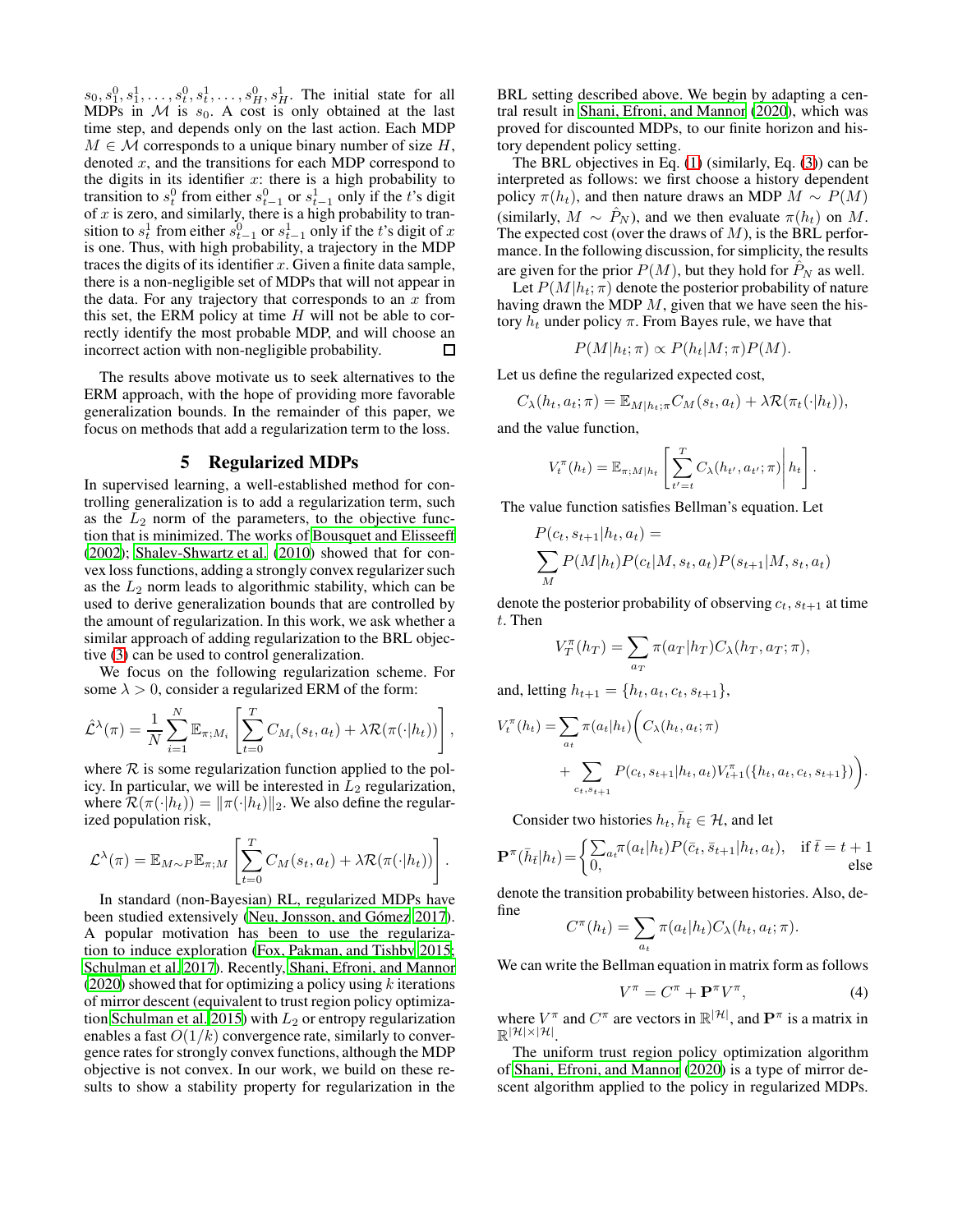$s_0, s_1^0, s_1^1, \ldots, s_t^0, s_t^1, \ldots, s_H^0, s_H^1$. The initial state for all MDPs in $\mathcal{M}$ is $s_0$. A cost is only obtained at the last time step, and depends only on the last action. Each MDP $M \in \mathcal{M}$ corresponds to a unique binary number of size $H$, denoted $x$, and the transitions for each MDP correspond to the digits in its identifier $x$: there is a high probability to transition to $s_t^0$ from either $s_{t-1}^0$ or $s_{t-1}^1$ only if the $t$'s digit of $x$ is zero, and similarly, there is a high probability to transition to $s_t^1$ from either $s_{t-1}^0$ or $s_{t-1}^1$ only if the $t$'s digit of $x$ is one. Thus, with high probability, a trajectory in the MDP traces the digits of its identifier $x$. Given a finite data sample, there is a non-negligible set of MDPs that will not appear in the data. For any trajectory that corresponds to an $x$ from this set, the ERM policy at time $H$ will not be able to correctly identify the most probable MDP, and will choose an incorrect action with non-negligible probability. □

The results above motivate us to seek alternatives to the ERM approach, with the hope of providing more favorable generalization bounds. In the remainder of this paper, we focus on methods that add a regularization term to the loss.

## 5 Regularized MDPs

In supervised learning, a well-established method for controlling generalization is to add a regularization term, such as the $L_2$ norm of the parameters, to the objective function that is minimized. The works of Bousquet and Elisseeff (2002); Shalev-Shwartz et al. (2010) showed that for convex loss functions, adding a strongly convex regularizer such as the $L_2$ norm leads to algorithmic stability, which can be used to derive generalization bounds that are controlled by the amount of regularization. In this work, we ask whether a similar approach of adding regularization to the BRL objective (3) can be used to control generalization.

We focus on the following regularization scheme. For some $\lambda > 0$, consider a regularized ERM of the form:

$$\hat{\mathcal{L}}^\lambda(\pi) = \frac{1}{N}\sum_{i=1}^{N} \mathbb{E}_{\pi;M_i}\left[\sum_{t=0}^{T} C_{M_i}(s_t, a_t) + \lambda \mathcal{R}(\pi(\cdot|h_t))\right],$$

where $\mathcal{R}$ is some regularization function applied to the policy. In particular, we will be interested in $L_2$ regularization, where $\mathcal{R}(\pi(\cdot|h_t)) = \|\pi(\cdot|h_t)\|_2$. We also define the regularized population risk,

$$\mathcal{L}^\lambda(\pi) = \mathbb{E}_{M\sim P}\mathbb{E}_{\pi;M}\left[\sum_{t=0}^{T} C_M(s_t, a_t) + \lambda \mathcal{R}(\pi(\cdot|h_t))\right].$$

In standard (non-Bayesian) RL, regularized MDPs have been studied extensively (Neu, Jonsson, and Gómez 2017). A popular motivation has been to use the regularization to induce exploration (Fox, Pakman, and Tishby 2015; Schulman et al. 2017). Recently, Shani, Efroni, and Mannor (2020) showed that for optimizing a policy using $k$ iterations of mirror descent (equivalent to trust region policy optimization Schulman et al. 2015) with $L_2$ or entropy regularization enables a fast $O(1/k)$ convergence rate, similarly to convergence rates for strongly convex functions, although the MDP objective is not convex. In our work, we build on these results to show a stability property for regularization in the BRL setting described above. We begin by adapting a central result in Shani, Efroni, and Mannor (2020), which was proved for discounted MDPs, to our finite horizon and history dependent policy setting.

The BRL objectives in Eq. (1) (similarly, Eq. (3)) can be interpreted as follows: we first choose a history dependent policy $\pi(h_t)$, and then nature draws an MDP $M \sim P(M)$ (similarly, $M \sim \hat{P}_N$), and we then evaluate $\pi(h_t)$ on $M$. The expected cost (over the draws of $M$), is the BRL performance. In the following discussion, for simplicity, the results are given for the prior $P(M)$, but they hold for $\hat{P}_N$ as well.

Let $P(M|h_t;\pi)$ denote the posterior probability of nature having drawn the MDP $M$, given that we have seen the history $h_t$ under policy $\pi$. From Bayes rule, we have that

$$P(M|h_t;\pi) \propto P(h_t|M;\pi)P(M).$$

Let us define the regularized expected cost,

$$C_\lambda(h_t, a_t; \pi) = \mathbb{E}_{M|h_t;\pi} C_M(s_t, a_t) + \lambda \mathcal{R}(\pi_t(\cdot|h_t)),$$

and the value function,

$$V_t^\pi(h_t) = \mathbb{E}_{\pi;M|h_t}\left[\sum_{t'=t}^{T} C_\lambda(h_{t'}, a_{t'}; \pi)\middle| h_t\right].$$

The value function satisfies Bellman's equation. Let

$$P(c_t, s_{t+1}|h_t, a_t) = \sum_M P(M|h_t)P(c_t|M, s_t, a_t)P(s_{t+1}|M, s_t, a_t)$$

denote the posterior probability of observing $c_t, s_{t+1}$ at time $t$. Then

$$V_T^\pi(h_T) = \sum_{a_T} \pi(a_T|h_T) C_\lambda(h_T, a_T; \pi),$$

and, letting $h_{t+1} = \{h_t, a_t, c_t, s_{t+1}\}$,

$$V_t^\pi(h_t) = \sum_{a_t} \pi(a_t|h_t)\Bigg(C_\lambda(h_t, a_t; \pi) + \sum_{c_t, s_{t+1}} P(c_t, s_{t+1}|h_t, a_t) V_{t+1}^\pi(\{h_t, a_t, c_t, s_{t+1}\})\Bigg).$$

Consider two histories $h_t, \bar{h}_{\bar{t}} \in \mathcal{H}$, and let

$$\mathbf{P}^\pi(\bar{h}_{\bar{t}}|h_t) = \begin{cases} \sum_{a_t} \pi(a_t|h_t) P(\bar{c}_t, \bar{s}_{t+1}|h_t, a_t), & \text{if } \bar{t} = t+1 \\ 0, & \text{else} \end{cases}$$

denote the transition probability between histories. Also, define

$$C^\pi(h_t) = \sum_{a_t} \pi(a_t|h_t) C_\lambda(h_t, a_t; \pi).$$

We can write the Bellman equation in matrix form as follows

$$V^\pi = C^\pi + \mathbf{P}^\pi V^\pi, \tag{4}$$

where $V^\pi$ and $C^\pi$ are vectors in $\mathbb{R}^{|\mathcal{H}|}$, and $\mathbf{P}^\pi$ is a matrix in $\mathbb{R}^{|\mathcal{H}|\times|\mathcal{H}|}$.

The uniform trust region policy optimization algorithm of Shani, Efroni, and Mannor (2020) is a type of mirror descent algorithm applied to the policy in regularized MDPs.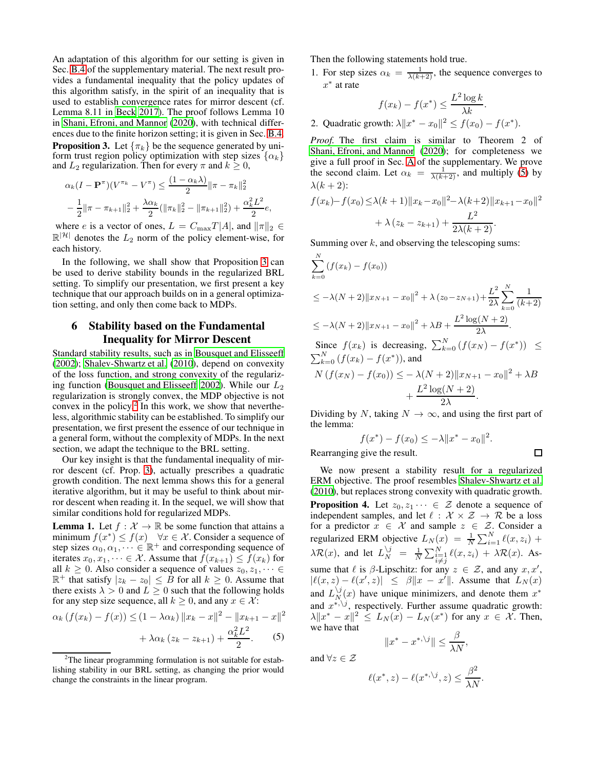An adaptation of this algorithm for our setting is given in Sec. B.4 of the supplementary material. The next result provides a fundamental inequality that the policy updates of this algorithm satisfy, in the spirit of an inequality that is used to establish convergence rates for mirror descent (cf. Lemma 8.11 in Beck 2017). The proof follows Lemma 10 in Shani, Efroni, and Mannor (2020), with technical differences due to the finite horizon setting; it is given in Sec. B.4.

**Proposition 3.** Let $\{\pi_k\}$ be the sequence generated by uniform trust region policy optimization with step sizes $\{\alpha_k\}$ and $L_2$ regularization. Then for every $\pi$ and $k \geq 0$,

$$\alpha_k(I - \mathbf{P}^\pi)(V^{\pi_k} - V^\pi) \leq \frac{(1-\alpha_k\lambda)}{2}\|\pi - \pi_k\|_2^2 - \frac{1}{2}\|\pi - \pi_{k+1}\|_2^2 + \frac{\lambda\alpha_k}{2}(\|\pi_k\|_2^2 - \|\pi_{k+1}\|_2^2) + \frac{\alpha_k^2 L^2}{2}e,$$

where $e$ is a vector of ones, $L = C_{\max}T|A|$, and $\|\pi\|_2 \in \mathbb{R}^{|\mathcal{H}|}$ denotes the $L_2$ norm of the policy element-wise, for each history.

In the following, we shall show that Proposition 3 can be used to derive stability bounds in the regularized BRL setting. To simplify our presentation, we first present a key technique that our approach builds on in a general optimization setting, and only then come back to MDPs.

## 6 Stability based on the Fundamental Inequality for Mirror Descent

Standard stability results, such as in Bousquet and Elisseeff (2002); Shalev-Shwartz et al. (2010), depend on convexity of the loss function, and strong convexity of the regularizing function (Bousquet and Elisseeff 2002). While our $L_2$ regularization is strongly convex, the MDP objective is not convex in the policy.[2] In this work, we show that nevertheless, algorithmic stability can be established. To simplify our presentation, we first present the essence of our technique in a general form, without the complexity of MDPs. In the next section, we adapt the technique to the BRL setting.

Our key insight is that the fundamental inequality of mirror descent (cf. Prop. 3), actually prescribes a quadratic growth condition. The next lemma shows this for a general iterative algorithm, but it may be useful to think about mirror descent when reading it. In the sequel, we will show that similar conditions hold for regularized MDPs.

**Lemma 1.** Let $f : \mathcal{X} \to \mathbb{R}$ be some function that attains a minimum $f(x^*) \leq f(x) \quad \forall x \in \mathcal{X}$. Consider a sequence of step sizes $\alpha_0, \alpha_1, \dots \in \mathbb{R}^+$ and corresponding sequence of iterates $x_0, x_1, \dots \in \mathcal{X}$. Assume that $f(x_{k+1}) \leq f(x_k)$ for all $k \geq 0$. Also consider a sequence of values $z_0, z_1, \dots \in \mathbb{R}^+$ that satisfy $|z_k - z_0| \leq B$ for all $k \geq 0$. Assume that there exists $\lambda > 0$ and $L \geq 0$ such that the following holds for any step size sequence, all $k \geq 0$, and any $x \in \mathcal{X}$:

$$\alpha_k(f(x_k) - f(x)) \leq (1-\lambda\alpha_k)\|x_k - x\|^2 - \|x_{k+1} - x\|^2 + \lambda\alpha_k(z_k - z_{k+1}) + \frac{\alpha_k^2 L^2}{2}. \quad (5)$$

Then the following statements hold true.

1. For step sizes $\alpha_k = \frac{1}{\lambda(k+2)}$, the sequence converges to $x^*$ at rate
$$f(x_k) - f(x^*) \leq \frac{L^2 \log k}{\lambda k}.$$
2. Quadratic growth: $\lambda\|x^* - x_0\|^2 \leq f(x_0) - f(x^*)$.

*Proof.* The first claim is similar to Theorem 2 of Shani, Efroni, and Mannor (2020); for completeness we give a full proof in Sec. A of the supplementary. We prove the second claim. Let $\alpha_k = \frac{1}{\lambda(k+2)}$, and multiply (5) by $\lambda(k+2)$:

$$f(x_k) - f(x_0) \leq \lambda(k+1)\|x_k - x_0\|^2 - \lambda(k+2)\|x_{k+1} - x_0\|^2 + \lambda(z_k - z_{k+1}) + \frac{L^2}{2\lambda(k+2)}.$$

Summing over $k$, and observing the telescoping sums:

$$\sum_{k=0}^{N}(f(x_k) - f(x_0))$$
$$\leq -\lambda(N+2)\|x_{N+1} - x_0\|^2 + \lambda(z_0 - z_{N+1}) + \frac{L^2}{2\lambda}\sum_{k=0}^{N}\frac{1}{(k+2)}$$
$$\leq -\lambda(N+2)\|x_{N+1} - x_0\|^2 + \lambda B + \frac{L^2 \log(N+2)}{2\lambda}.$$

Since $f(x_k)$ is decreasing, $\sum_{k=0}^{N}(f(x_N) - f(x^*)) \leq \sum_{k=0}^{N}(f(x_k) - f(x^*))$, and

$$N(f(x_N) - f(x_0)) \leq -\lambda(N+2)\|x_{N+1} - x_0\|^2 + \lambda B + \frac{L^2\log(N+2)}{2\lambda}.$$

Dividing by $N$, taking $N \to \infty$, and using the first part of the lemma:

$$f(x^*) - f(x_0) \leq -\lambda\|x^* - x_0\|^2.$$

Rearranging give the result. □

We now present a stability result for a regularized ERM objective. The proof resembles Shalev-Shwartz et al. (2010), but replaces strong convexity with quadratic growth.

**Proposition 4.** Let $z_0, z_1 \dots \in \mathcal{Z}$ denote a sequence of independent samples, and let $\ell : \mathcal{X} \times \mathcal{Z} \to \mathcal{R}$ be a loss for a predictor $x \in \mathcal{X}$ and sample $z \in \mathcal{Z}$. Consider a regularized ERM objective $L_N(x) = \frac{1}{N}\sum_{i=1}^{N}\ell(x, z_i) + \lambda\mathcal{R}(x)$, and let $L_N^{\setminus j} = \frac{1}{N}\sum_{i=1, i\neq j}^{N}\ell(x, z_i) + \lambda\mathcal{R}(x)$. Assume that $\ell$ is $\beta$-Lipschitz: for any $z \in \mathcal{Z}$, and any $x, x'$, $|\ell(x,z) - \ell(x',z)| \leq \beta\|x - x'\|$. Assume that $L_N(x)$ and $L_N^{\setminus j}(x)$ have unique minimizers, and denote them $x^*$ and $x^{*,\setminus j}$, respectively. Further assume quadratic growth: $\lambda\|x^* - x\|^2 \leq L_N(x) - L_N(x^*)$ for any $x \in \mathcal{X}$. Then, we have that

$$\|x^* - x^{*,\setminus j}\| \leq \frac{\beta}{\lambda N},$$

and $\forall z \in \mathcal{Z}$

$$\ell(x^*, z) - \ell(x^{*,\setminus j}, z) \leq \frac{\beta^2}{\lambda N}.$$

[2] The linear programming formulation is not suitable for establishing stability in our BRL setting, as changing the prior would change the constraints in the linear program.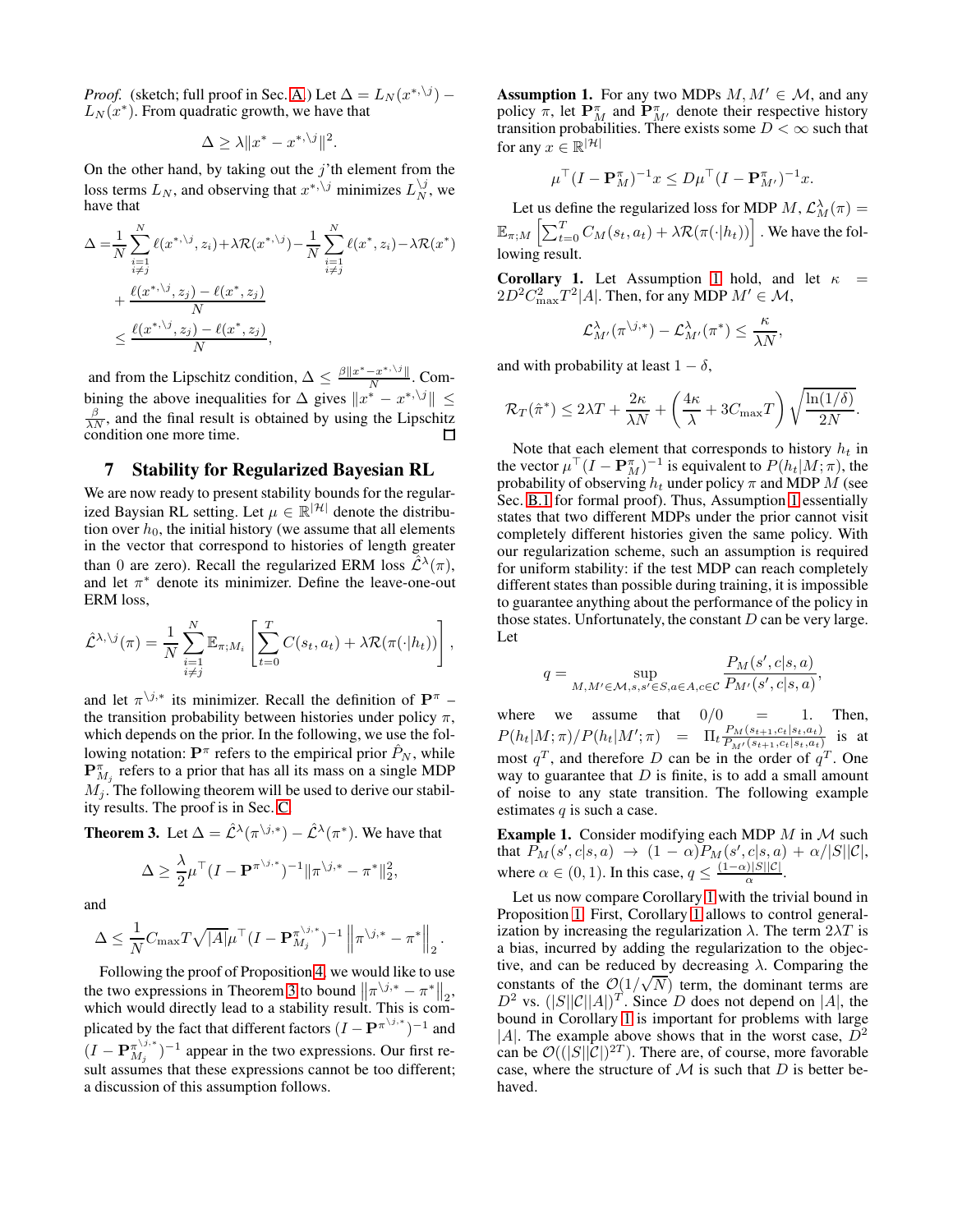*Proof.* (sketch; full proof in Sec. A.) Let $\Delta = L_N(x^{*,\setminus j}) - L_N(x^*)$. From quadratic growth, we have that

$$\Delta \geq \lambda \|x^* - x^{*,\setminus j}\|^2.$$

On the other hand, by taking out the $j$'th element from the loss terms $L_N$, and observing that $x^{*,\setminus j}$ minimizes $L_N^{\setminus j}$, we have that

$$\begin{aligned}
\Delta =& \frac{1}{N}\sum_{\substack{i=1\\ i\neq j}}^{N} \ell(x^{*,\setminus j}, z_i) + \lambda \mathcal{R}(x^{*,\setminus j}) - \frac{1}{N}\sum_{\substack{i=1\\ i\neq j}}^{N} \ell(x^*, z_i) - \lambda \mathcal{R}(x^*) \\
&+ \frac{\ell(x^{*,\setminus j}, z_j) - \ell(x^*, z_j)}{N} \\
\leq& \frac{\ell(x^{*,\setminus j}, z_j) - \ell(x^*, z_j)}{N},
\end{aligned}$$

and from the Lipschitz condition, $\Delta \leq \frac{\beta \|x^* - x^{*,\setminus j}\|}{N}$. Combining the above inequalities for $\Delta$ gives $\|x^* - x^{*,\setminus j}\| \leq \frac{\beta}{\lambda N}$, and the final result is obtained by using the Lipschitz condition one more time. ◻

## 7 Stability for Regularized Bayesian RL

We are now ready to present stability bounds for the regularized Bayesian RL setting. Let $\mu \in \mathbb{R}^{|\mathcal{H}|}$ denote the distribution over $h_0$, the initial history (we assume that all elements in the vector that correspond to histories of length greater than 0 are zero). Recall the regularized ERM loss $\hat{\mathcal{L}}^\lambda(\pi)$, and let $\pi^*$ denote its minimizer. Define the leave-one-out ERM loss,

$$\hat{\mathcal{L}}^{\lambda, \setminus j}(\pi) = \frac{1}{N}\sum_{\substack{i=1\\ i\neq j}}^{N} \mathbb{E}_{\pi; M_i}\left[\sum_{t=0}^{T} C(s_t, a_t) + \lambda \mathcal{R}(\pi(\cdot|h_t))\right],$$

and let $\pi^{\setminus j,*}$ its minimizer. Recall the definition of $\mathbf{P}^\pi$ – the transition probability between histories under policy $\pi$, which depends on the prior. In the following, we use the following notation: $\mathbf{P}^\pi$ refers to the empirical prior $\hat{P}_N$, while $\mathbf{P}^\pi_{M_j}$ refers to a prior that has all its mass on a single MDP $M_j$. The following theorem will be used to derive our stability results. The proof is in Sec. C.

**Theorem 3.** *Let $\Delta = \hat{\mathcal{L}}^\lambda(\pi^{\setminus j,*}) - \hat{\mathcal{L}}^\lambda(\pi^*)$. We have that*

$$\Delta \geq \frac{\lambda}{2}\mu^\top (I - \mathbf{P}^{\pi^{\setminus j,*}})^{-1} \|\pi^{\setminus j,*} - \pi^*\|_2^2,$$

*and*

$$\Delta \leq \frac{1}{N} C_{\max} T \sqrt{|A|} \mu^\top (I - \mathbf{P}^{\pi^{\setminus j,*}}_{M_j})^{-1} \left\|\pi^{\setminus j,*} - \pi^*\right\|_2.$$

Following the proof of Proposition 4, we would like to use the two expressions in Theorem 3 to bound $\left\|\pi^{\setminus j,*} - \pi^*\right\|_2$, which would directly lead to a stability result. This is complicated by the fact that different factors $(I - \mathbf{P}^{\pi^{\setminus j,*}})^{-1}$ and $(I - \mathbf{P}^{\pi^{\setminus j,*}}_{M_j})^{-1}$ appear in the two expressions. Our first result assumes that these expressions cannot be too different; a discussion of this assumption follows.

**Assumption 1.** *For any two MDPs $M, M' \in \mathcal{M}$, and any policy $\pi$, let $\mathbf{P}^\pi_M$ and $\mathbf{P}^\pi_{M'}$ denote their respective history transition probabilities. There exists some $D < \infty$ such that for any $x \in \mathbb{R}^{|\mathcal{H}|}$*

$$\mu^\top (I - \mathbf{P}^\pi_M)^{-1} x \leq D \mu^\top (I - \mathbf{P}^\pi_{M'})^{-1} x.$$

Let us define the regularized loss for MDP $M$, $\mathcal{L}^\lambda_M(\pi) = \mathbb{E}_{\pi;M}\left[\sum_{t=0}^{T} C_M(s_t, a_t) + \lambda \mathcal{R}(\pi(\cdot|h_t))\right]$. We have the following result.

**Corollary 1.** *Let Assumption 1 hold, and let $\kappa = 2D^2 C_{\max}^2 T^2 |A|$. Then, for any MDP $M' \in \mathcal{M}$,*

$$\mathcal{L}^\lambda_{M'}(\pi^{\setminus j,*}) - \mathcal{L}^\lambda_{M'}(\pi^*) \leq \frac{\kappa}{\lambda N},$$

*and with probability at least $1 - \delta$,*

$$\mathcal{R}_T(\hat{\pi}^*) \leq 2\lambda T + \frac{2\kappa}{\lambda N} + \left(\frac{4\kappa}{\lambda} + 3C_{\max} T\right)\sqrt{\frac{\ln(1/\delta)}{2N}}.$$

Note that each element that corresponds to history $h_t$ in the vector $\mu^\top (I - \mathbf{P}^\pi_M)^{-1}$ is equivalent to $P(h_t|M; \pi)$, the probability of observing $h_t$ under policy $\pi$ and MDP $M$ (see Sec. B.1 for formal proof). Thus, Assumption 1 essentially states that two different MDPs under the prior cannot visit completely different histories given the same policy. With our regularization scheme, such an assumption is required for uniform stability: if the test MDP can reach completely different states than possible during training, it is impossible to guarantee anything about the performance of the policy in those states. Unfortunately, the constant $D$ can be very large. Let

$$q = \sup_{M, M' \in \mathcal{M}, s, s' \in S, a \in A, c \in \mathcal{C}} \frac{P_M(s', c|s, a)}{P_{M'}(s', c|s, a)},$$

where we assume that $0/0 = 1$. Then, $P(h_t|M; \pi)/P(h_t|M'; \pi) = \Pi_t \frac{P_M(s_{t+1}, c_t|s_t, a_t)}{P_{M'}(s_{t+1}, c_t|s_t, a_t)}$ is at most $q^T$, and therefore $D$ can be in the order of $q^T$. One way to guarantee that $D$ is finite, is to add a small amount of noise to any state transition. The following example estimates $q$ is such a case.

**Example 1.** *Consider modifying each MDP $M$ in $\mathcal{M}$ such that $P_M(s', c|s, a) \to (1 - \alpha) P_M(s', c|s, a) + \alpha/|S||\mathcal{C}|$, where $\alpha \in (0, 1)$. In this case, $q \leq \frac{(1-\alpha)|S||\mathcal{C}|}{\alpha}$.*

Let us now compare Corollary 1 with the trivial bound in Proposition 1. First, Corollary 1 allows to control generalization by increasing the regularization $\lambda$. The term $2\lambda T$ is a bias, incurred by adding the regularization to the objective, and can be reduced by decreasing $\lambda$. Comparing the constants of the $\mathcal{O}(1/\sqrt{N})$ term, the dominant terms are $D^2$ vs. $(|S||\mathcal{C}||A|)^T$. Since $D$ does not depend on $|A|$, the bound in Corollary 1 is important for problems with large $|A|$. The example above shows that in the worst case, $D^2$ can be $\mathcal{O}((|S||\mathcal{C}|)^{2T})$. There are, of course, more favorable case, where the structure of $\mathcal{M}$ is such that $D$ is better behaved.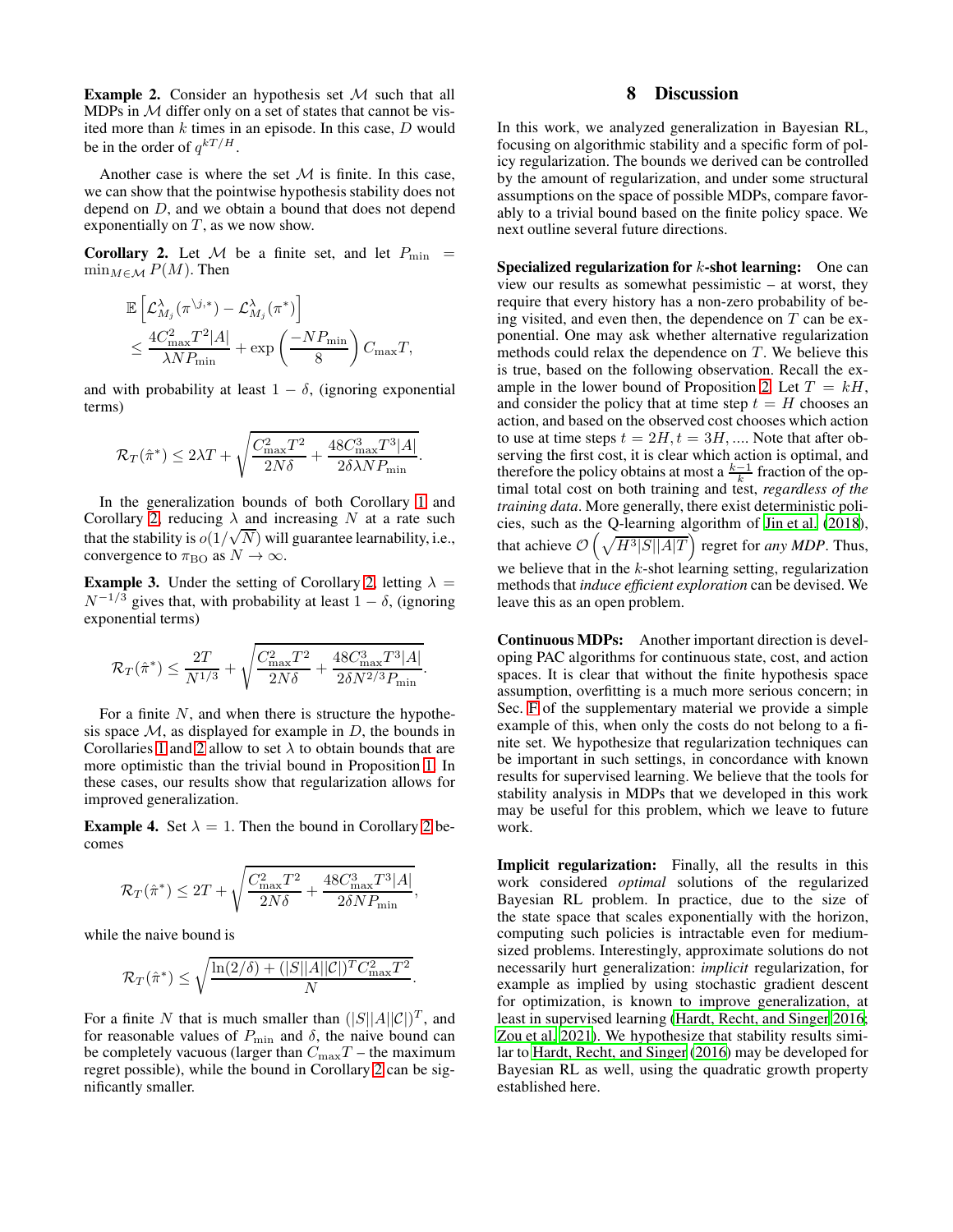**Example 2.** Consider an hypothesis set $\mathcal{M}$ such that all MDPs in $\mathcal{M}$ differ only on a set of states that cannot be visited more than $k$ times in an episode. In this case, $D$ would be in the order of $q^{kT/H}$.

Another case is where the set $\mathcal{M}$ is finite. In this case, we can show that the pointwise hypothesis stability does not depend on $D$, and we obtain a bound that does not depend exponentially on $T$, as we now show.

**Corollary 2.** Let $\mathcal{M}$ be a finite set, and let $P_{\min} = \min_{M \in \mathcal{M}} P(M)$. Then

$$\mathbb{E}\left[\mathcal{L}^{\lambda}_{M_j}(\pi^{\setminus j,*}) - \mathcal{L}^{\lambda}_{M_j}(\pi^*)\right] \leq \frac{4C_{\max}^2 T^2 |A|}{\lambda N P_{\min}} + \exp\left(\frac{-NP_{\min}}{8}\right) C_{\max} T,$$

and with probability at least $1-\delta$, (ignoring exponential terms)

$$\mathcal{R}_T(\hat{\pi}^*) \leq 2\lambda T + \sqrt{\frac{C_{\max}^2 T^2}{2N\delta} + \frac{48 C_{\max}^3 T^3 |A|}{2\delta \lambda N P_{\min}}}.$$

In the generalization bounds of both Corollary 1 and Corollary 2, reducing $\lambda$ and increasing $N$ at a rate such that the stability is $o(1/\sqrt{N})$ will guarantee learnability, i.e., convergence to $\pi_{\text{BO}}$ as $N \to \infty$.

**Example 3.** Under the setting of Corollary 2, letting $\lambda = N^{-1/3}$ gives that, with probability at least $1-\delta$, (ignoring exponential terms)

$$\mathcal{R}_T(\hat{\pi}^*) \leq \frac{2T}{N^{1/3}} + \sqrt{\frac{C_{\max}^2 T^2}{2N\delta} + \frac{48 C_{\max}^3 T^3 |A|}{2\delta N^{2/3} P_{\min}}}.$$

For a finite $N$, and when there is structure the hypothesis space $\mathcal{M}$, as displayed for example in $D$, the bounds in Corollaries 1 and 2 allow to set $\lambda$ to obtain bounds that are more optimistic than the trivial bound in Proposition 1. In these cases, our results show that regularization allows for improved generalization.

**Example 4.** Set $\lambda = 1$. Then the bound in Corollary 2 becomes

$$\mathcal{R}_T(\hat{\pi}^*) \leq 2T + \sqrt{\frac{C_{\max}^2 T^2}{2N\delta} + \frac{48 C_{\max}^3 T^3 |A|}{2\delta N P_{\min}}},$$

while the naive bound is

$$\mathcal{R}_T(\hat{\pi}^*) \leq \sqrt{\frac{\ln(2/\delta) + (|S||A||\mathcal{C}|)^T C_{\max}^2 T^2}{N}}.$$

For a finite $N$ that is much smaller than $(|S||A||\mathcal{C}|)^T$, and for reasonable values of $P_{\min}$ and $\delta$, the naive bound can be completely vacuous (larger than $C_{\max} T$ – the maximum regret possible), while the bound in Corollary 2 can be significantly smaller.

## 8 Discussion

In this work, we analyzed generalization in Bayesian RL, focusing on algorithmic stability and a specific form of policy regularization. The bounds we derived can be controlled by the amount of regularization, and under some structural assumptions on the space of possible MDPs, compare favorably to a trivial bound based on the finite policy space. We next outline several future directions.

**Specialized regularization for $k$-shot learning:** One can view our results as somewhat pessimistic – at worst, they require that every history has a non-zero probability of being visited, and even then, the dependence on $T$ can be exponential. One may ask whether alternative regularization methods could relax the dependence on $T$. We believe this is true, based on the following observation. Recall the example in the lower bound of Proposition 2. Let $T = kH$, and consider the policy that at time step $t = H$ chooses an action, and based on the observed cost chooses which action to use at time steps $t = 2H, t = 3H, \ldots$. Note that after observing the first cost, it is clear which action is optimal, and therefore the policy obtains at most a $\frac{k-1}{k}$ fraction of the optimal total cost on both training and test, *regardless of the training data*. More generally, there exist deterministic policies, such as the Q-learning algorithm of Jin et al. (2018), that achieve $\mathcal{O}\left(\sqrt{H^3|S||A|T}\right)$ regret for *any MDP*. Thus, we believe that in the $k$-shot learning setting, regularization methods that *induce efficient exploration* can be devised. We leave this as an open problem.

**Continuous MDPs:** Another important direction is developing PAC algorithms for continuous state, cost, and action spaces. It is clear that without the finite hypothesis space assumption, overfitting is a much more serious concern; in Sec. F of the supplementary material we provide a simple example of this, when only the costs do not belong to a finite set. We hypothesize that regularization techniques can be important in such settings, in concordance with known results for supervised learning. We believe that the tools for stability analysis in MDPs that we developed in this work may be useful for this problem, which we leave to future work.

**Implicit regularization:** Finally, all the results in this work considered *optimal* solutions of the regularized Bayesian RL problem. In practice, due to the size of the state space that scales exponentially with the horizon, computing such policies is intractable even for medium-sized problems. Interestingly, approximate solutions do not necessarily hurt generalization: *implicit* regularization, for example as implied by using stochastic gradient descent for optimization, is known to improve generalization, at least in supervised learning (Hardt, Recht, and Singer 2016; Zou et al. 2021). We hypothesize that stability results similar to Hardt, Recht, and Singer (2016) may be developed for Bayesian RL as well, using the quadratic growth property established here.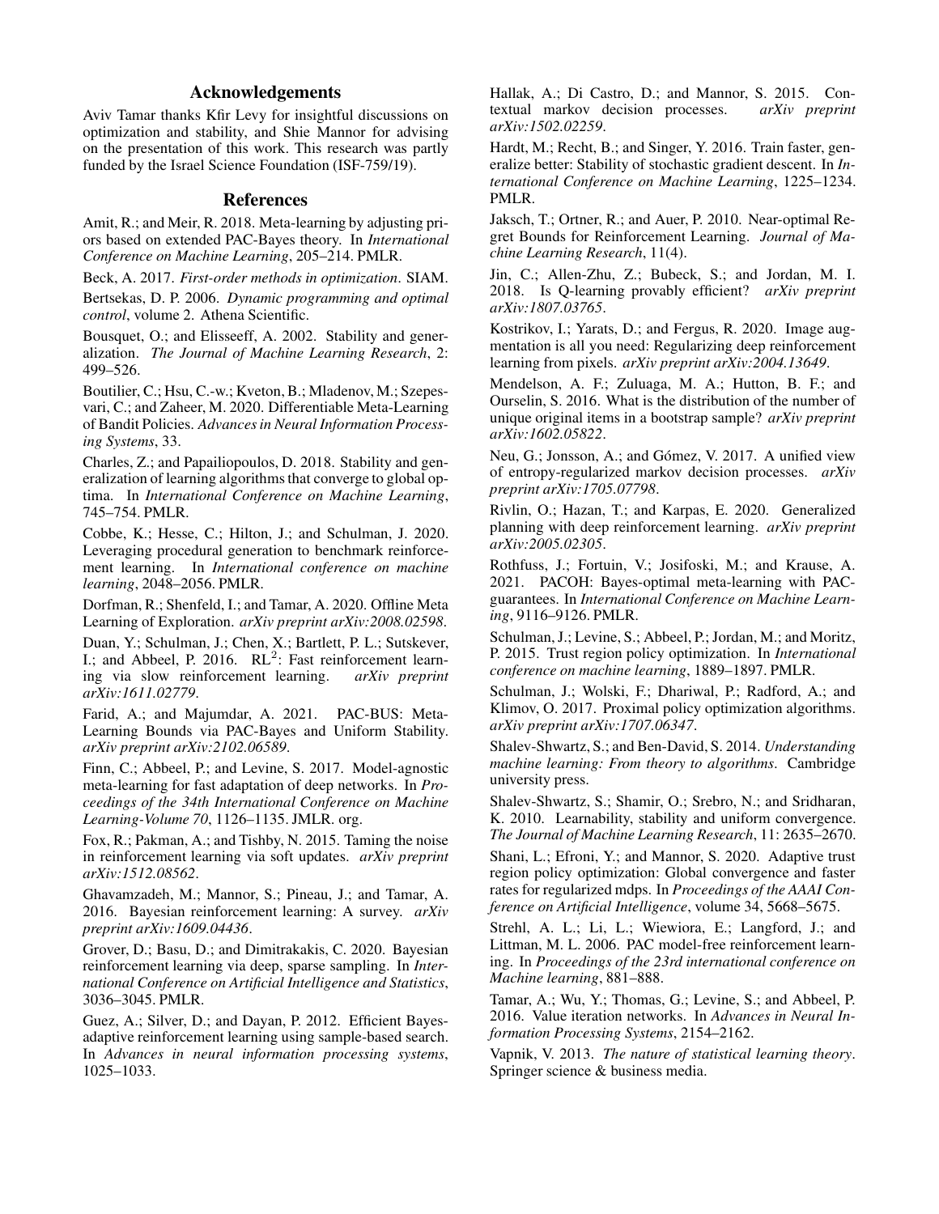## Acknowledgements

Aviv Tamar thanks Kfir Levy for insightful discussions on optimization and stability, and Shie Mannor for advising on the presentation of this work. This research was partly funded by the Israel Science Foundation (ISF-759/19).

## References

Amit, R.; and Meir, R. 2018. Meta-learning by adjusting priors based on extended PAC-Bayes theory. In *International Conference on Machine Learning*, 205–214. PMLR.

Beck, A. 2017. *First-order methods in optimization*. SIAM.

Bertsekas, D. P. 2006. *Dynamic programming and optimal control*, volume 2. Athena Scientific.

Bousquet, O.; and Elisseeff, A. 2002. Stability and generalization. *The Journal of Machine Learning Research*, 2: 499–526.

Boutilier, C.; Hsu, C.-w.; Kveton, B.; Mladenov, M.; Szepesvari, C.; and Zaheer, M. 2020. Differentiable Meta-Learning of Bandit Policies. *Advances in Neural Information Processing Systems*, 33.

Charles, Z.; and Papailiopoulos, D. 2018. Stability and generalization of learning algorithms that converge to global optima. In *International Conference on Machine Learning*, 745–754. PMLR.

Cobbe, K.; Hesse, C.; Hilton, J.; and Schulman, J. 2020. Leveraging procedural generation to benchmark reinforcement learning. In *International conference on machine learning*, 2048–2056. PMLR.

Dorfman, R.; Shenfeld, I.; and Tamar, A. 2020. Offline Meta Learning of Exploration. *arXiv preprint arXiv:2008.02598*.

Duan, Y.; Schulman, J.; Chen, X.; Bartlett, P. L.; Sutskever, I.; and Abbeel, P. 2016. $RL^2$: Fast reinforcement learning via slow reinforcement learning. *arXiv preprint arXiv:1611.02779*.

Farid, A.; and Majumdar, A. 2021. PAC-BUS: Meta-Learning Bounds via PAC-Bayes and Uniform Stability. *arXiv preprint arXiv:2102.06589*.

Finn, C.; Abbeel, P.; and Levine, S. 2017. Model-agnostic meta-learning for fast adaptation of deep networks. In *Proceedings of the 34th International Conference on Machine Learning-Volume 70*, 1126–1135. JMLR. org.

Fox, R.; Pakman, A.; and Tishby, N. 2015. Taming the noise in reinforcement learning via soft updates. *arXiv preprint arXiv:1512.08562*.

Ghavamzadeh, M.; Mannor, S.; Pineau, J.; and Tamar, A. 2016. Bayesian reinforcement learning: A survey. *arXiv preprint arXiv:1609.04436*.

Grover, D.; Basu, D.; and Dimitrakakis, C. 2020. Bayesian reinforcement learning via deep, sparse sampling. In *International Conference on Artificial Intelligence and Statistics*, 3036–3045. PMLR.

Guez, A.; Silver, D.; and Dayan, P. 2012. Efficient Bayes-adaptive reinforcement learning using sample-based search. In *Advances in neural information processing systems*, 1025–1033.

Hallak, A.; Di Castro, D.; and Mannor, S. 2015. Contextual markov decision processes. *arXiv preprint arXiv:1502.02259*.

Hardt, M.; Recht, B.; and Singer, Y. 2016. Train faster, generalize better: Stability of stochastic gradient descent. In *International Conference on Machine Learning*, 1225–1234. PMLR.

Jaksch, T.; Ortner, R.; and Auer, P. 2010. Near-optimal Regret Bounds for Reinforcement Learning. *Journal of Machine Learning Research*, 11(4).

Jin, C.; Allen-Zhu, Z.; Bubeck, S.; and Jordan, M. I. 2018. Is Q-learning provably efficient? *arXiv preprint arXiv:1807.03765*.

Kostrikov, I.; Yarats, D.; and Fergus, R. 2020. Image augmentation is all you need: Regularizing deep reinforcement learning from pixels. *arXiv preprint arXiv:2004.13649*.

Mendelson, A. F.; Zuluaga, M. A.; Hutton, B. F.; and Ourselin, S. 2016. What is the distribution of the number of unique original items in a bootstrap sample? *arXiv preprint arXiv:1602.05822*.

Neu, G.; Jonsson, A.; and Gómez, V. 2017. A unified view of entropy-regularized markov decision processes. *arXiv preprint arXiv:1705.07798*.

Rivlin, O.; Hazan, T.; and Karpas, E. 2020. Generalized planning with deep reinforcement learning. *arXiv preprint arXiv:2005.02305*.

Rothfuss, J.; Fortuin, V.; Josifoski, M.; and Krause, A. 2021. PACOH: Bayes-optimal meta-learning with PAC-guarantees. In *International Conference on Machine Learning*, 9116–9126. PMLR.

Schulman, J.; Levine, S.; Abbeel, P.; Jordan, M.; and Moritz, P. 2015. Trust region policy optimization. In *International conference on machine learning*, 1889–1897. PMLR.

Schulman, J.; Wolski, F.; Dhariwal, P.; Radford, A.; and Klimov, O. 2017. Proximal policy optimization algorithms. *arXiv preprint arXiv:1707.06347*.

Shalev-Shwartz, S.; and Ben-David, S. 2014. *Understanding machine learning: From theory to algorithms*. Cambridge university press.

Shalev-Shwartz, S.; Shamir, O.; Srebro, N.; and Sridharan, K. 2010. Learnability, stability and uniform convergence. *The Journal of Machine Learning Research*, 11: 2635–2670.

Shani, L.; Efroni, Y.; and Mannor, S. 2020. Adaptive trust region policy optimization: Global convergence and faster rates for regularized mdps. In *Proceedings of the AAAI Conference on Artificial Intelligence*, volume 34, 5668–5675.

Strehl, A. L.; Li, L.; Wiewiora, E.; Langford, J.; and Littman, M. L. 2006. PAC model-free reinforcement learning. In *Proceedings of the 23rd international conference on Machine learning*, 881–888.

Tamar, A.; Wu, Y.; Thomas, G.; Levine, S.; and Abbeel, P. 2016. Value iteration networks. In *Advances in Neural Information Processing Systems*, 2154–2162.

Vapnik, V. 2013. *The nature of statistical learning theory*. Springer science & business media.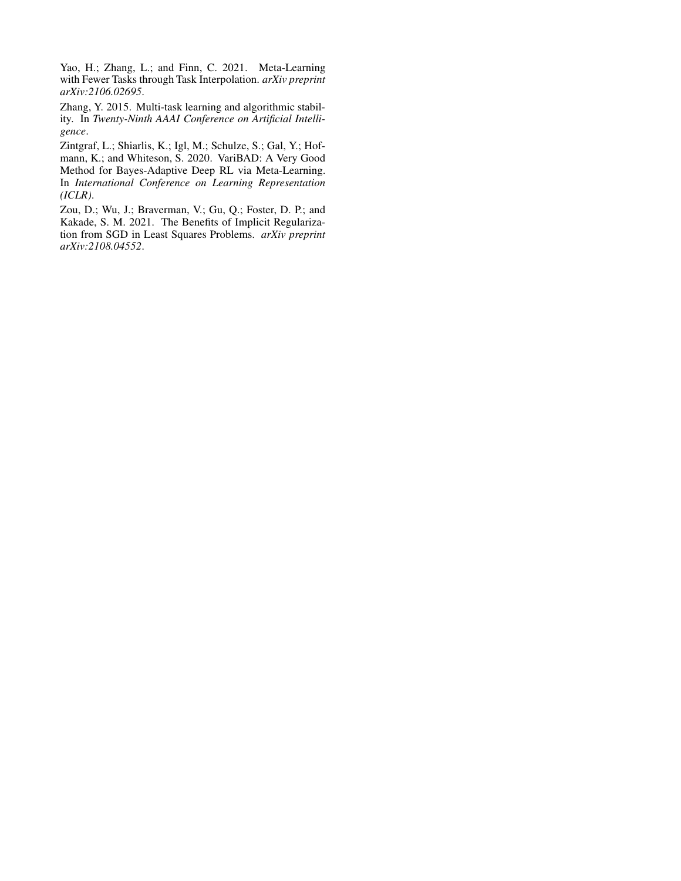Yao, H.; Zhang, L.; and Finn, C. 2021. Meta-Learning with Fewer Tasks through Task Interpolation. *arXiv preprint arXiv:2106.02695*.

Zhang, Y. 2015. Multi-task learning and algorithmic stability. In *Twenty-Ninth AAAI Conference on Artificial Intelligence*.

Zintgraf, L.; Shiarlis, K.; Igl, M.; Schulze, S.; Gal, Y.; Hofmann, K.; and Whiteson, S. 2020. VariBAD: A Very Good Method for Bayes-Adaptive Deep RL via Meta-Learning. In *International Conference on Learning Representation (ICLR)*.

Zou, D.; Wu, J.; Braverman, V.; Gu, Q.; Foster, D. P.; and Kakade, S. M. 2021. The Benefits of Implicit Regularization from SGD in Least Squares Problems. *arXiv preprint arXiv:2108.04552*.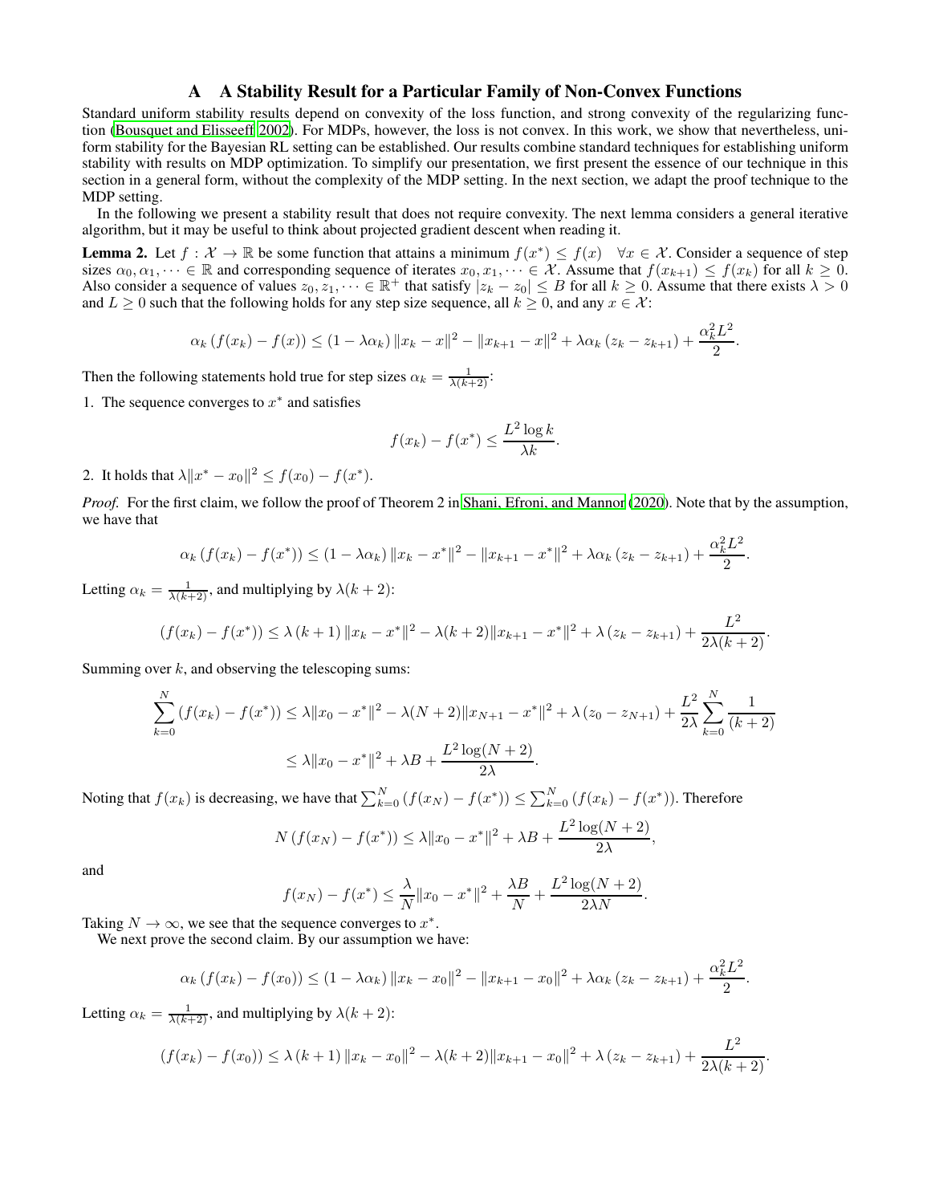# A A Stability Result for a Particular Family of Non-Convex Functions

Standard uniform stability results depend on convexity of the loss function, and strong convexity of the regularizing function (Bousquet and Elisseeff 2002). For MDPs, however, the loss is not convex. In this work, we show that nevertheless, uniform stability for the Bayesian RL setting can be established. Our results combine standard techniques for establishing uniform stability with results on MDP optimization. To simplify our presentation, we first present the essence of our technique in this section in a general form, without the complexity of the MDP setting. In the next section, we adapt the proof technique to the MDP setting.

In the following we present a stability result that does not require convexity. The next lemma considers a general iterative algorithm, but it may be useful to think about projected gradient descent when reading it.

**Lemma 2.** Let $f : \mathcal{X} \to \mathbb{R}$ be some function that attains a minimum $f(x^*) \leq f(x) \quad \forall x \in \mathcal{X}$. Consider a sequence of step sizes $\alpha_0, \alpha_1, \dots \in \mathbb{R}$ and corresponding sequence of iterates $x_0, x_1, \dots \in \mathcal{X}$. Assume that $f(x_{k+1}) \leq f(x_k)$ for all $k \geq 0$. Also consider a sequence of values $z_0, z_1, \dots \in \mathbb{R}^+$ that satisfy $|z_k - z_0| \leq B$ for all $k \geq 0$. Assume that there exists $\lambda > 0$ and $L \geq 0$ such that the following holds for any step size sequence, all $k \geq 0$, and any $x \in \mathcal{X}$:

$$\alpha_k \left(f(x_k) - f(x)\right) \leq \left(1 - \lambda\alpha_k\right)\|x_k - x\|^2 - \|x_{k+1} - x\|^2 + \lambda\alpha_k\left(z_k - z_{k+1}\right) + \frac{\alpha_k^2 L^2}{2}.$$

Then the following statements hold true for step sizes $\alpha_k = \frac{1}{\lambda(k+2)}$:

1. The sequence converges to $x^*$ and satisfies

$$f(x_k) - f(x^*) \leq \frac{L^2 \log k}{\lambda k}.$$

2. It holds that $\lambda\|x^* - x_0\|^2 \leq f(x_0) - f(x^*)$.

*Proof.* For the first claim, we follow the proof of Theorem 2 in Shani, Efroni, and Mannor (2020). Note that by the assumption, we have that

$$\alpha_k \left(f(x_k) - f(x^*)\right) \leq \left(1 - \lambda\alpha_k\right)\|x_k - x^*\|^2 - \|x_{k+1} - x^*\|^2 + \lambda\alpha_k\left(z_k - z_{k+1}\right) + \frac{\alpha_k^2 L^2}{2}.$$

Letting $\alpha_k = \frac{1}{\lambda(k+2)}$, and multiplying by $\lambda(k+2)$:

$$\left(f(x_k) - f(x^*)\right) \leq \lambda\left(k+1\right)\|x_k - x^*\|^2 - \lambda(k+2)\|x_{k+1} - x^*\|^2 + \lambda\left(z_k - z_{k+1}\right) + \frac{L^2}{2\lambda(k+2)}.$$

Summing over $k$, and observing the telescoping sums:

$$\sum_{k=0}^{N}\left(f(x_k) - f(x^*)\right) \leq \lambda\|x_0 - x^*\|^2 - \lambda(N+2)\|x_{N+1} - x^*\|^2 + \lambda\left(z_0 - z_{N+1}\right) + \frac{L^2}{2\lambda}\sum_{k=0}^{N}\frac{1}{(k+2)}$$

$$\leq \lambda\|x_0 - x^*\|^2 + \lambda B + \frac{L^2\log(N+2)}{2\lambda}.$$

Noting that $f(x_k)$ is decreasing, we have that $\sum_{k=0}^{N}\left(f(x_N) - f(x^*)\right) \leq \sum_{k=0}^{N}\left(f(x_k) - f(x^*)\right)$. Therefore

$$N\left(f(x_N) - f(x^*)\right) \leq \lambda\|x_0 - x^*\|^2 + \lambda B + \frac{L^2\log(N+2)}{2\lambda},$$

and

$$f(x_N) - f(x^*) \leq \frac{\lambda}{N}\|x_0 - x^*\|^2 + \frac{\lambda B}{N} + \frac{L^2\log(N+2)}{2\lambda N}.$$

Taking $N \to \infty$, we see that the sequence converges to $x^*$.

We next prove the second claim. By our assumption we have:

$$\alpha_k \left(f(x_k) - f(x_0)\right) \leq \left(1 - \lambda\alpha_k\right)\|x_k - x_0\|^2 - \|x_{k+1} - x_0\|^2 + \lambda\alpha_k\left(z_k - z_{k+1}\right) + \frac{\alpha_k^2 L^2}{2}.$$

Letting $\alpha_k = \frac{1}{\lambda(k+2)}$, and multiplying by $\lambda(k+2)$:

$$\left(f(x_k) - f(x_0)\right) \leq \lambda\left(k+1\right)\|x_k - x_0\|^2 - \lambda(k+2)\|x_{k+1} - x_0\|^2 + \lambda\left(z_k - z_{k+1}\right) + \frac{L^2}{2\lambda(k+2)}.$$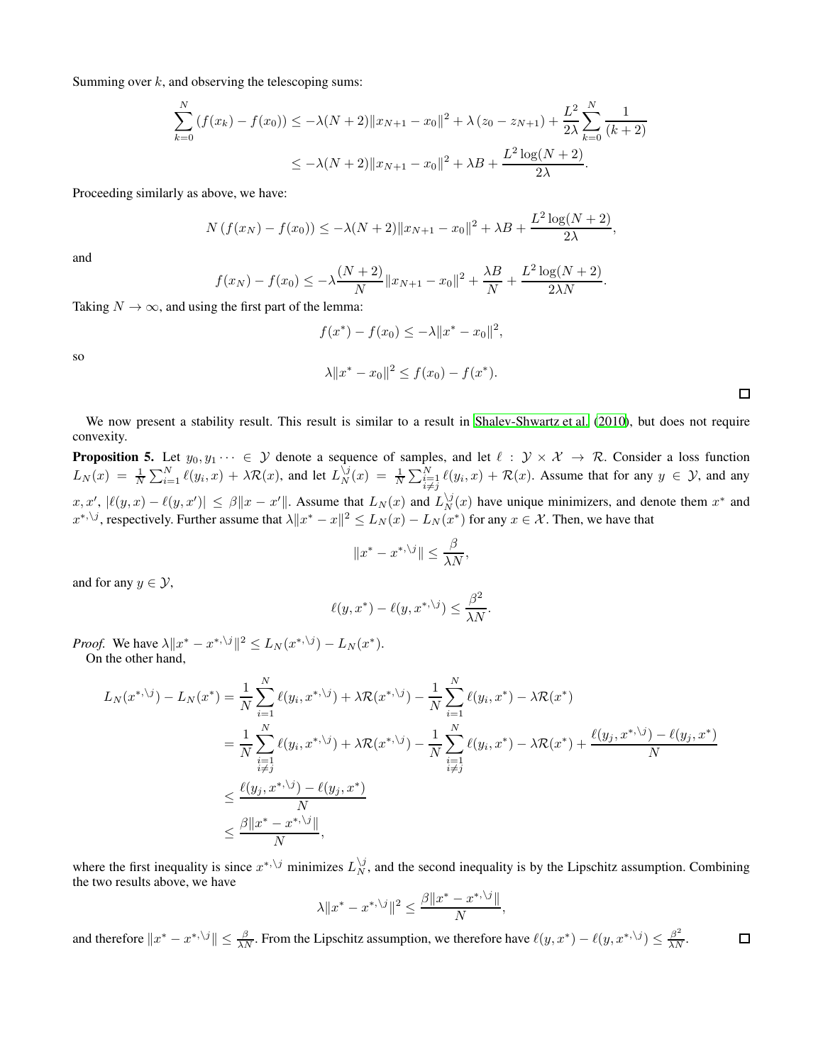Summing over $k$, and observing the telescoping sums:

$$\sum_{k=0}^{N} (f(x_k) - f(x_0)) \leq -\lambda(N+2)\|x_{N+1} - x_0\|^2 + \lambda (z_0 - z_{N+1}) + \frac{L^2}{2\lambda}\sum_{k=0}^{N} \frac{1}{(k+2)}$$

$$\leq -\lambda(N+2)\|x_{N+1} - x_0\|^2 + \lambda B + \frac{L^2 \log(N+2)}{2\lambda}.$$

Proceeding similarly as above, we have:

$$N(f(x_N) - f(x_0)) \leq -\lambda(N+2)\|x_{N+1} - x_0\|^2 + \lambda B + \frac{L^2 \log(N+2)}{2\lambda},$$

and

$$f(x_N) - f(x_0) \leq -\lambda\frac{(N+2)}{N}\|x_{N+1} - x_0\|^2 + \frac{\lambda B}{N} + \frac{L^2 \log(N+2)}{2\lambda N}.$$

Taking $N \to \infty$, and using the first part of the lemma:

$$f(x^*) - f(x_0) \leq -\lambda\|x^* - x_0\|^2,$$

so

$$\lambda\|x^* - x_0\|^2 \leq f(x_0) - f(x^*).$$

□

We now present a stability result. This result is similar to a result in Shalev-Shwartz et al. (2010), but does not require convexity.

**Proposition 5.** Let $y_0, y_1 \dots \in \mathcal{Y}$ denote a sequence of samples, and let $\ell : \mathcal{Y} \times \mathcal{X} \to \mathcal{R}$. Consider a loss function $L_N(x) = \frac{1}{N}\sum_{i=1}^{N} \ell(y_i, x) + \lambda\mathcal{R}(x)$, and let $L_N^{\setminus j}(x) = \frac{1}{N}\sum_{\substack{i=1 \\ i\neq j}}^{N} \ell(y_i, x) + \mathcal{R}(x)$. Assume that for any $y \in \mathcal{Y}$, and any $x, x'$, $|\ell(y, x) - \ell(y, x')| \leq \beta\|x - x'\|$. Assume that $L_N(x)$ and $L_N^{\setminus j}(x)$ have unique minimizers, and denote them $x^*$ and $x^{*,\setminus j}$, respectively. Further assume that $\lambda\|x^* - x\|^2 \leq L_N(x) - L_N(x^*)$ for any $x \in \mathcal{X}$. Then, we have that

$$\|x^* - x^{*,\setminus j}\| \leq \frac{\beta}{\lambda N},$$

and for any $y \in \mathcal{Y}$,

$$\ell(y, x^*) - \ell(y, x^{*,\setminus j}) \leq \frac{\beta^2}{\lambda N}.$$

*Proof.* We have $\lambda\|x^* - x^{*,\setminus j}\|^2 \leq L_N(x^{*,\setminus j}) - L_N(x^*)$.

On the other hand,

$$\begin{aligned}
L_N(x^{*,\setminus j}) - L_N(x^*) &= \frac{1}{N}\sum_{i=1}^{N} \ell(y_i, x^{*,\setminus j}) + \lambda\mathcal{R}(x^{*,\setminus j}) - \frac{1}{N}\sum_{i=1}^{N} \ell(y_i, x^*) - \lambda\mathcal{R}(x^*) \\
&= \frac{1}{N}\sum_{\substack{i=1 \\ i\neq j}}^{N} \ell(y_i, x^{*,\setminus j}) + \lambda\mathcal{R}(x^{*,\setminus j}) - \frac{1}{N}\sum_{\substack{i=1 \\ i\neq j}}^{N} \ell(y_i, x^*) - \lambda\mathcal{R}(x^*) + \frac{\ell(y_j, x^{*,\setminus j}) - \ell(y_j, x^*)}{N} \\
&\leq \frac{\ell(y_j, x^{*,\setminus j}) - \ell(y_j, x^*)}{N} \\
&\leq \frac{\beta\|x^* - x^{*,\setminus j}\|}{N},
\end{aligned}$$

where the first inequality is since $x^{*,\setminus j}$ minimizes $L_N^{\setminus j}$, and the second inequality is by the Lipschitz assumption. Combining the two results above, we have

$$\lambda\|x^* - x^{*,\setminus j}\|^2 \leq \frac{\beta\|x^* - x^{*,\setminus j}\|}{N},$$

and therefore $\|x^* - x^{*,\setminus j}\| \leq \frac{\beta}{\lambda N}$. From the Lipschitz assumption, we therefore have $\ell(y, x^*) - \ell(y, x^{*,\setminus j}) \leq \frac{\beta^2}{\lambda N}$. □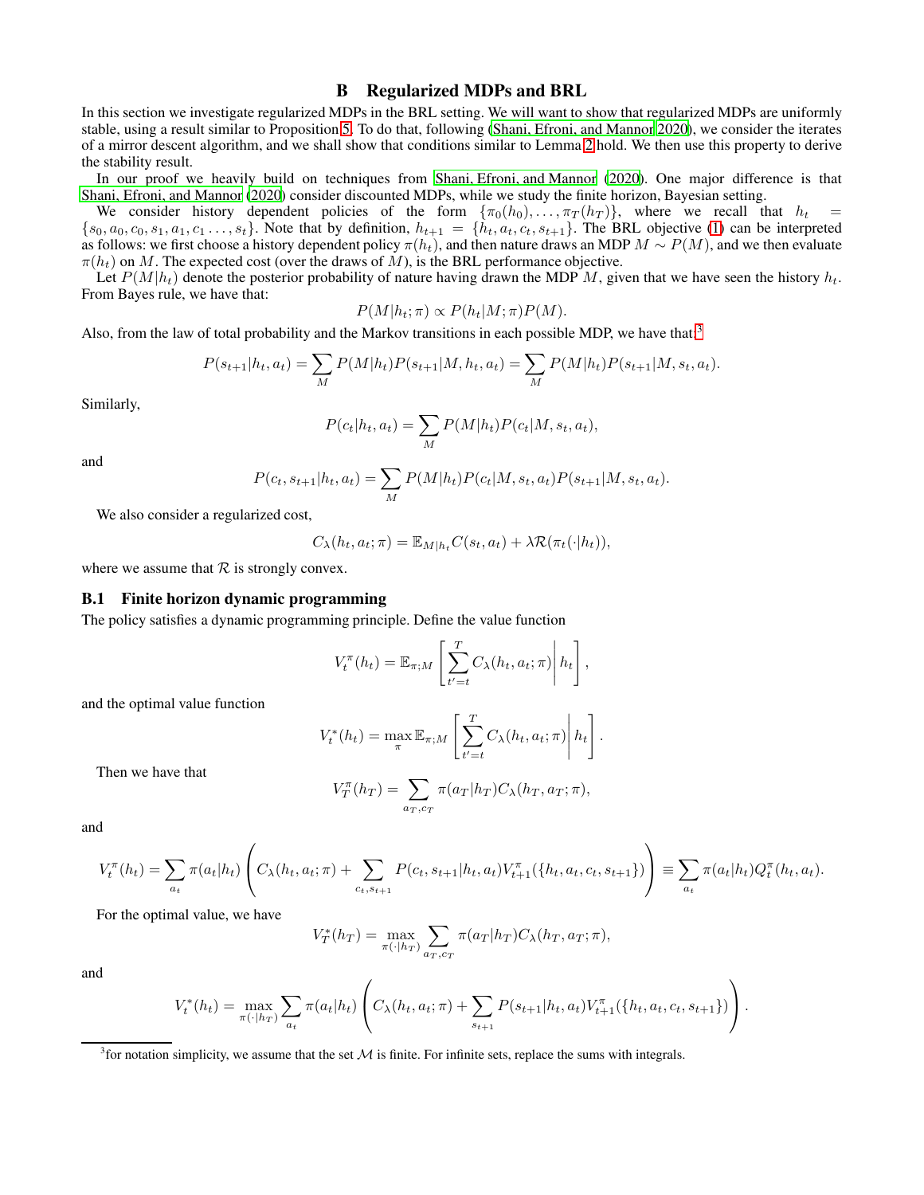# B Regularized MDPs and BRL

In this section we investigate regularized MDPs in the BRL setting. We will want to show that regularized MDPs are uniformly stable, using a result similar to Proposition 5. To do that, following (Shani, Efroni, and Mannor 2020), we consider the iterates of a mirror descent algorithm, and we shall show that conditions similar to Lemma 2 hold. We then use this property to derive the stability result.

In our proof we heavily build on techniques from Shani, Efroni, and Mannor (2020). One major difference is that Shani, Efroni, and Mannor (2020) consider discounted MDPs, while we study the finite horizon, Bayesian setting.

We consider history dependent policies of the form $\{\pi_0(h_0), \dots, \pi_T(h_T)\}$, where we recall that $h_t = \{s_0, a_0, c_0, s_1, a_1, c_1 \dots, s_t\}$. Note that by definition, $h_{t+1} = \{h_t, a_t, c_t, s_{t+1}\}$. The BRL objective (1) can be interpreted as follows: we first choose a history dependent policy $\pi(h_t)$, and then nature draws an MDP $M \sim P(M)$, and we then evaluate $\pi(h_t)$ on $M$. The expected cost (over the draws of $M$), is the BRL performance objective.

Let $P(M|h_t)$ denote the posterior probability of nature having drawn the MDP $M$, given that we have seen the history $h_t$. From Bayes rule, we have that:

$$P(M|h_t; \pi) \propto P(h_t|M; \pi)P(M).$$

Also, from the law of total probability and the Markov transitions in each possible MDP, we have that:[3]

$$P(s_{t+1}|h_t, a_t) = \sum_M P(M|h_t)P(s_{t+1}|M, h_t, a_t) = \sum_M P(M|h_t)P(s_{t+1}|M, s_t, a_t).$$

Similarly,

$$P(c_t|h_t, a_t) = \sum_M P(M|h_t)P(c_t|M, s_t, a_t),$$

and

$$P(c_t, s_{t+1}|h_t, a_t) = \sum_M P(M|h_t)P(c_t|M, s_t, a_t)P(s_{t+1}|M, s_t, a_t).$$

We also consider a regularized cost,

$$C_\lambda(h_t, a_t; \pi) = \mathbb{E}_{M|h_t} C(s_t, a_t) + \lambda \mathcal{R}(\pi_t(\cdot|h_t)),$$

where we assume that $\mathcal{R}$ is strongly convex.

## B.1 Finite horizon dynamic programming

The policy satisfies a dynamic programming principle. Define the value function

$$V_t^\pi(h_t) = \mathbb{E}_{\pi;M}\left[\sum_{t'=t}^{T} C_\lambda(h_t, a_t; \pi) \middle| h_t\right],$$

and the optimal value function

$$V_t^*(h_t) = \max_\pi \mathbb{E}_{\pi;M}\left[\sum_{t'=t}^{T} C_\lambda(h_t, a_t; \pi) \middle| h_t\right].$$

Then we have that

$$V_T^\pi(h_T) = \sum_{a_T, c_T} \pi(a_T|h_T) C_\lambda(h_T, a_T; \pi),$$

and

$$V_t^\pi(h_t) = \sum_{a_t} \pi(a_t|h_t)\left(C_\lambda(h_t, a_t; \pi) + \sum_{c_t, s_{t+1}} P(c_t, s_{t+1}|h_t, a_t) V_{t+1}^\pi(\{h_t, a_t, c_t, s_{t+1}\})\right) \equiv \sum_{a_t} \pi(a_t|h_t) Q_t^\pi(h_t, a_t).$$

For the optimal value, we have

$$V_T^*(h_T) = \max_{\pi(\cdot|h_T)} \sum_{a_T, c_T} \pi(a_T|h_T) C_\lambda(h_T, a_T; \pi),$$

and

$$V_t^*(h_t) = \max_{\pi(\cdot|h_T)} \sum_{a_t} \pi(a_t|h_t)\left(C_\lambda(h_t, a_t; \pi) + \sum_{s_{t+1}} P(s_{t+1}|h_t, a_t) V_{t+1}^\pi(\{h_t, a_t, c_t, s_{t+1}\})\right).$$

[3] for notation simplicity, we assume that the set $\mathcal{M}$ is finite. For infinite sets, replace the sums with integrals.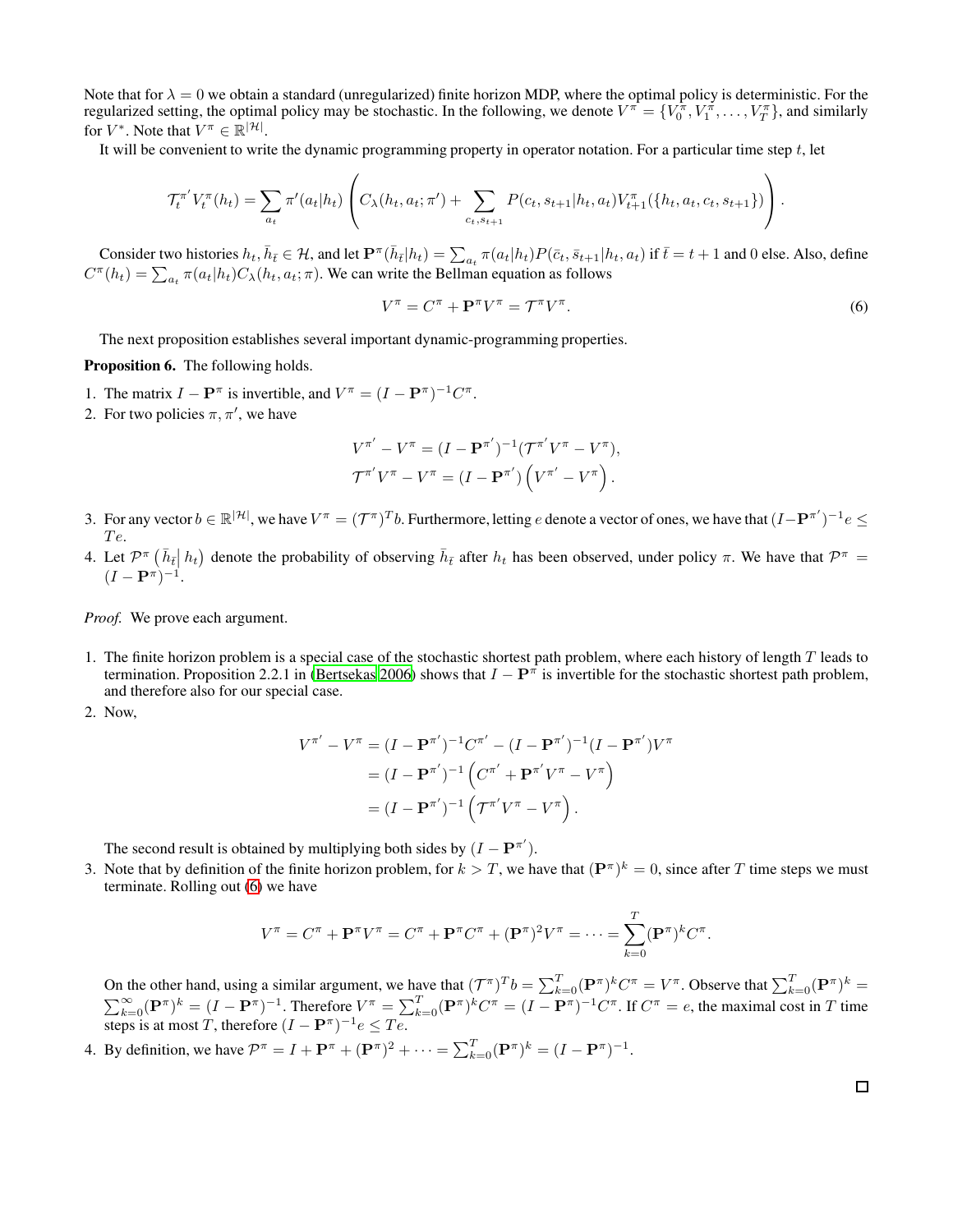Note that for $\lambda = 0$ we obtain a standard (unregularized) finite horizon MDP, where the optimal policy is deterministic. For the regularized setting, the optimal policy may be stochastic. In the following, we denote $V^\pi = \{V_0^\pi, V_1^\pi, \dots, V_T^\pi\}$, and similarly for $V^*$. Note that $V^\pi \in \mathbb{R}^{|\mathcal{H}|}$.

It will be convenient to write the dynamic programming property in operator notation. For a particular time step $t$, let

$$\mathcal{T}_t^{\pi'} V_t^\pi(h_t) = \sum_{a_t} \pi'(a_t|h_t) \left( C_\lambda(h_t, a_t; \pi') + \sum_{c_t, s_{t+1}} P(c_t, s_{t+1}|h_t, a_t) V_{t+1}^\pi(\{h_t, a_t, c_t, s_{t+1}\}) \right).$$

Consider two histories $h_t, \bar{h}_{\bar{t}} \in \mathcal{H}$, and let $\mathbf{P}^\pi(\bar{h}_{\bar{t}}|h_t) = \sum_{a_t} \pi(a_t|h_t) P(\bar{c}_t, \bar{s}_{t+1}|h_t, a_t)$ if $\bar{t} = t+1$ and 0 else. Also, define $C^\pi(h_t) = \sum_{a_t} \pi(a_t|h_t) C_\lambda(h_t, a_t; \pi)$. We can write the Bellman equation as follows

$$V^\pi = C^\pi + \mathbf{P}^\pi V^\pi = \mathcal{T}^\pi V^\pi. \tag{6}$$

The next proposition establishes several important dynamic-programming properties.

**Proposition 6.** The following holds.

1. The matrix $I - \mathbf{P}^\pi$ is invertible, and $V^\pi = (I - \mathbf{P}^\pi)^{-1} C^\pi$.
2. For two policies $\pi, \pi'$, we have
$$V^{\pi'} - V^\pi = (I - \mathbf{P}^{\pi'})^{-1} (\mathcal{T}^{\pi'} V^\pi - V^\pi),$$
$$\mathcal{T}^{\pi'} V^\pi - V^\pi = (I - \mathbf{P}^{\pi'}) \left( V^{\pi'} - V^\pi \right).$$
3. For any vector $b \in \mathbb{R}^{|\mathcal{H}|}$, we have $V^\pi = (\mathcal{T}^\pi)^T b$. Furthermore, letting $e$ denote a vector of ones, we have that $(I - \mathbf{P}^{\pi'})^{-1} e \leq Te$.
4. Let $\mathcal{P}^\pi \left( \bar{h}_{\bar{t}} \middle| h_t \right)$ denote the probability of observing $\bar{h}_{\bar{t}}$ after $h_t$ has been observed, under policy $\pi$. We have that $\mathcal{P}^\pi = (I - \mathbf{P}^\pi)^{-1}$.

*Proof.* We prove each argument.

1. The finite horizon problem is a special case of the stochastic shortest path problem, where each history of length $T$ leads to termination. Proposition 2.2.1 in (Bertsekas 2006) shows that $I - \mathbf{P}^\pi$ is invertible for the stochastic shortest path problem, and therefore also for our special case.
2. Now,
$$\begin{aligned} V^{\pi'} - V^\pi &= (I - \mathbf{P}^{\pi'})^{-1} C^{\pi'} - (I - \mathbf{P}^{\pi'})^{-1} (I - \mathbf{P}^{\pi'}) V^\pi \\ &= (I - \mathbf{P}^{\pi'})^{-1} \left( C^{\pi'} + \mathbf{P}^{\pi'} V^\pi - V^\pi \right) \\ &= (I - \mathbf{P}^{\pi'})^{-1} \left( \mathcal{T}^{\pi'} V^\pi - V^\pi \right). \end{aligned}$$
The second result is obtained by multiplying both sides by $(I - \mathbf{P}^{\pi'})$.
3. Note that by definition of the finite horizon problem, for $k > T$, we have that $(\mathbf{P}^\pi)^k = 0$, since after $T$ time steps we must terminate. Rolling out (6) we have
$$V^\pi = C^\pi + \mathbf{P}^\pi V^\pi = C^\pi + \mathbf{P}^\pi C^\pi + (\mathbf{P}^\pi)^2 V^\pi = \dots = \sum_{k=0}^{T} (\mathbf{P}^\pi)^k C^\pi.$$
On the other hand, using a similar argument, we have that $(\mathcal{T}^\pi)^T b = \sum_{k=0}^{T} (\mathbf{P}^\pi)^k C^\pi = V^\pi$. Observe that $\sum_{k=0}^{T} (\mathbf{P}^\pi)^k = \sum_{k=0}^{\infty} (\mathbf{P}^\pi)^k = (I - \mathbf{P}^\pi)^{-1}$. Therefore $V^\pi = \sum_{k=0}^{T} (\mathbf{P}^\pi)^k C^\pi = (I - \mathbf{P}^\pi)^{-1} C^\pi$. If $C^\pi = e$, the maximal cost in $T$ time steps is at most $T$, therefore $(I - \mathbf{P}^\pi)^{-1} e \leq Te$.
4. By definition, we have $\mathcal{P}^\pi = I + \mathbf{P}^\pi + (\mathbf{P}^\pi)^2 + \dots = \sum_{k=0}^{T} (\mathbf{P}^\pi)^k = (I - \mathbf{P}^\pi)^{-1}$.

$\square$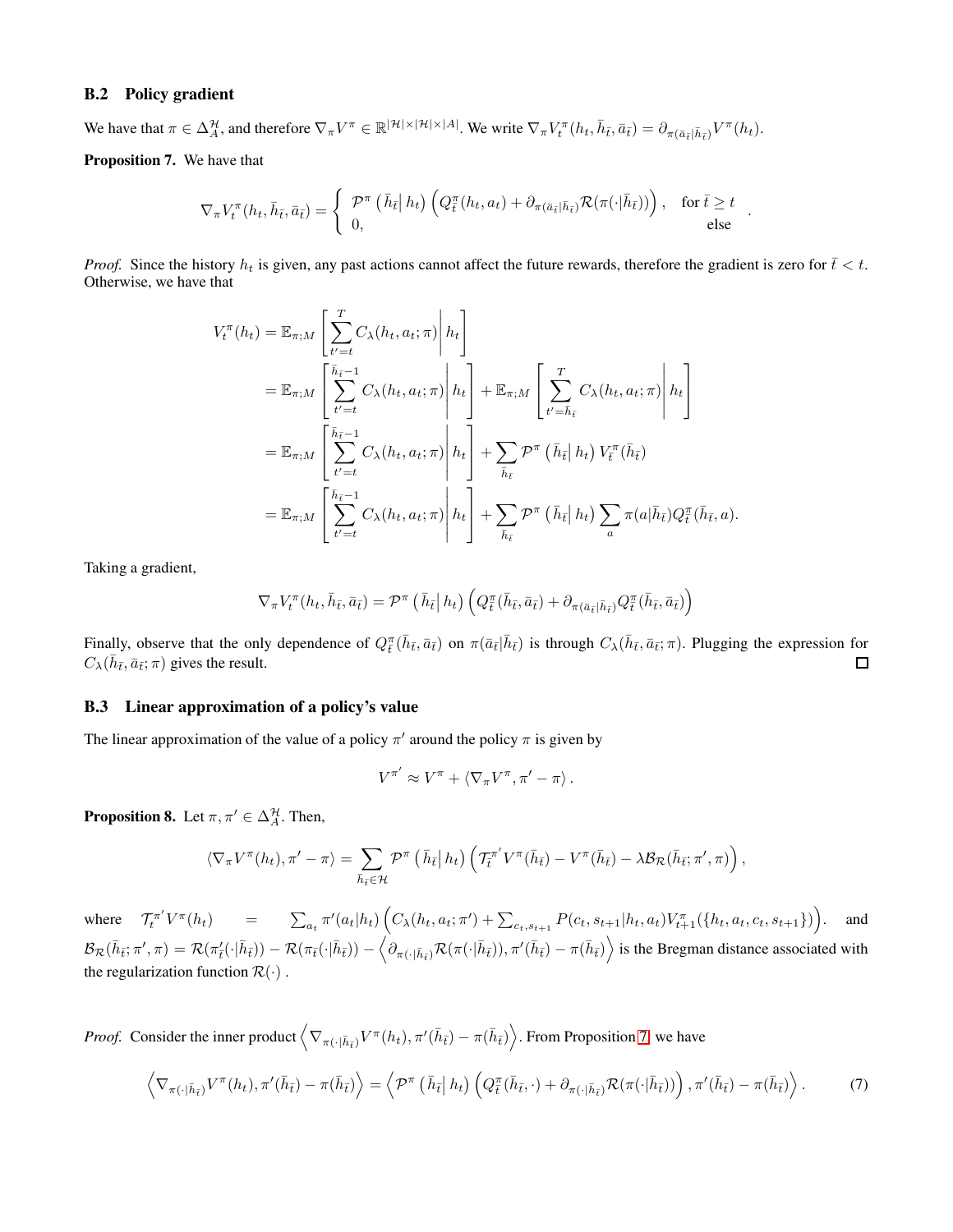### B.2 Policy gradient

We have that $\pi \in \Delta_A^{\mathcal{H}}$, and therefore $\nabla_\pi V^\pi \in \mathbb{R}^{|\mathcal{H}|\times|\mathcal{H}|\times|A|}$. We write $\nabla_\pi V_t^\pi(h_t, \bar{h}_{\bar{t}}, \bar{a}_{\bar{t}}) = \partial_{\pi(\bar{a}_{\bar{t}}|\bar{h}_{\bar{t}})} V^\pi(h_t)$.

**Proposition 7.** We have that

$$\nabla_\pi V_t^\pi(h_t, \bar{h}_{\bar{t}}, \bar{a}_{\bar{t}}) = \begin{cases} \mathcal{P}^\pi\left(\bar{h}_{\bar{t}}\middle|\, h_t\right)\left(Q_{\bar{t}}^\pi(h_t, a_t) + \partial_{\pi(\bar{a}_{\bar{t}}|\bar{h}_{\bar{t}})}\mathcal{R}(\pi(\cdot|\bar{h}_{\bar{t}}))\right), & \text{for } \bar{t} \geq t \\ 0, & \text{else} \end{cases}.$$

*Proof.* Since the history $h_t$ is given, any past actions cannot affect the future rewards, therefore the gradient is zero for $\bar{t} < t$. Otherwise, we have that

$$\begin{aligned}
V_t^\pi(h_t) &= \mathbb{E}_{\pi;M}\left[\sum_{t'=t}^{T} C_\lambda(h_t, a_t; \pi)\middle|\, h_t\right] \\
&= \mathbb{E}_{\pi;M}\left[\sum_{t'=t}^{\bar{h}_{\bar{t}}-1} C_\lambda(h_t, a_t; \pi)\middle|\, h_t\right] + \mathbb{E}_{\pi;M}\left[\sum_{t'=\bar{h}_{\bar{t}}}^{T} C_\lambda(h_t, a_t; \pi)\middle|\, h_t\right] \\
&= \mathbb{E}_{\pi;M}\left[\sum_{t'=t}^{\bar{h}_{\bar{t}}-1} C_\lambda(h_t, a_t; \pi)\middle|\, h_t\right] + \sum_{\bar{h}_{\bar{t}}} \mathcal{P}^\pi\left(\bar{h}_{\bar{t}}\middle|\, h_t\right) V_{\bar{t}}^\pi(\bar{h}_{\bar{t}}) \\
&= \mathbb{E}_{\pi;M}\left[\sum_{t'=t}^{\bar{h}_{\bar{t}}-1} C_\lambda(h_t, a_t; \pi)\middle|\, h_t\right] + \sum_{\bar{h}_{\bar{t}}} \mathcal{P}^\pi\left(\bar{h}_{\bar{t}}\middle|\, h_t\right) \sum_a \pi(a|\bar{h}_{\bar{t}}) Q_{\bar{t}}^\pi(\bar{h}_{\bar{t}}, a).
\end{aligned}$$

Taking a gradient,

$$\nabla_\pi V_t^\pi(h_t, \bar{h}_{\bar{t}}, \bar{a}_{\bar{t}}) = \mathcal{P}^\pi\left(\bar{h}_{\bar{t}}\middle|\, h_t\right)\left(Q_{\bar{t}}^\pi(\bar{h}_{\bar{t}}, \bar{a}_{\bar{t}}) + \partial_{\pi(\bar{a}_{\bar{t}}|\bar{h}_{\bar{t}})} Q_{\bar{t}}^\pi(\bar{h}_{\bar{t}}, \bar{a}_{\bar{t}})\right)$$

Finally, observe that the only dependence of $Q_{\bar{t}}^\pi(\bar{h}_{\bar{t}}, \bar{a}_{\bar{t}})$ on $\pi(\bar{a}_{\bar{t}}|\bar{h}_{\bar{t}})$ is through $C_\lambda(\bar{h}_{\bar{t}}, \bar{a}_{\bar{t}}; \pi)$. Plugging the expression for $C_\lambda(\bar{h}_{\bar{t}}, \bar{a}_{\bar{t}}; \pi)$ gives the result. $\square$

### B.3 Linear approximation of a policy's value

The linear approximation of the value of a policy $\pi'$ around the policy $\pi$ is given by

$$V^{\pi'} \approx V^\pi + \langle \nabla_\pi V^\pi, \pi' - \pi \rangle .$$

**Proposition 8.** Let $\pi, \pi' \in \Delta_A^{\mathcal{H}}$. Then,

$$\langle \nabla_\pi V^\pi(h_t), \pi' - \pi \rangle = \sum_{\bar{h}_{\bar{t}} \in \mathcal{H}} \mathcal{P}^\pi\left(\bar{h}_{\bar{t}}\middle|\, h_t\right)\left(\mathcal{T}_{\bar{t}}^{\pi'} V^\pi(\bar{h}_{\bar{t}}) - V^\pi(\bar{h}_{\bar{t}}) - \lambda \mathcal{B}_{\mathcal{R}}(\bar{h}_{\bar{t}}; \pi', \pi)\right),$$

where $\mathcal{T}_t^{\pi'} V^\pi(h_t) = \sum_{a_t} \pi'(a_t|h_t)\left(C_\lambda(h_t, a_t; \pi') + \sum_{c_t, s_{t+1}} P(c_t, s_{t+1}|h_t, a_t) V_{t+1}^\pi(\{h_t, a_t, c_t, s_{t+1}\})\right)$. and $\mathcal{B}_{\mathcal{R}}(\bar{h}_{\bar{t}}; \pi', \pi) = \mathcal{R}(\pi'_{\bar{t}}(\cdot|\bar{h}_{\bar{t}})) - \mathcal{R}(\pi_{\bar{t}}(\cdot|\bar{h}_{\bar{t}})) - \left\langle \partial_{\pi(\cdot|\bar{h}_{\bar{t}})}\mathcal{R}(\pi(\cdot|\bar{h}_{\bar{t}})), \pi'(\bar{h}_{\bar{t}}) - \pi(\bar{h}_{\bar{t}})\right\rangle$ is the Bregman distance associated with the regularization function $\mathcal{R}(\cdot)$ .

*Proof.* Consider the inner product $\left\langle \nabla_{\pi(\cdot|\bar{h}_{\bar{t}})} V^\pi(h_t), \pi'(\bar{h}_{\bar{t}}) - \pi(\bar{h}_{\bar{t}})\right\rangle$. From Proposition 7, we have

$$\left\langle \nabla_{\pi(\cdot|\bar{h}_{\bar{t}})} V^\pi(h_t), \pi'(\bar{h}_{\bar{t}}) - \pi(\bar{h}_{\bar{t}})\right\rangle = \left\langle \mathcal{P}^\pi\left(\bar{h}_{\bar{t}}\middle|\, h_t\right)\left(Q_{\bar{t}}^\pi(\bar{h}_{\bar{t}}, \cdot) + \partial_{\pi(\cdot|\bar{h}_{\bar{t}})}\mathcal{R}(\pi(\cdot|\bar{h}_{\bar{t}}))\right), \pi'(\bar{h}_{\bar{t}}) - \pi(\bar{h}_{\bar{t}})\right\rangle . \tag{7}$$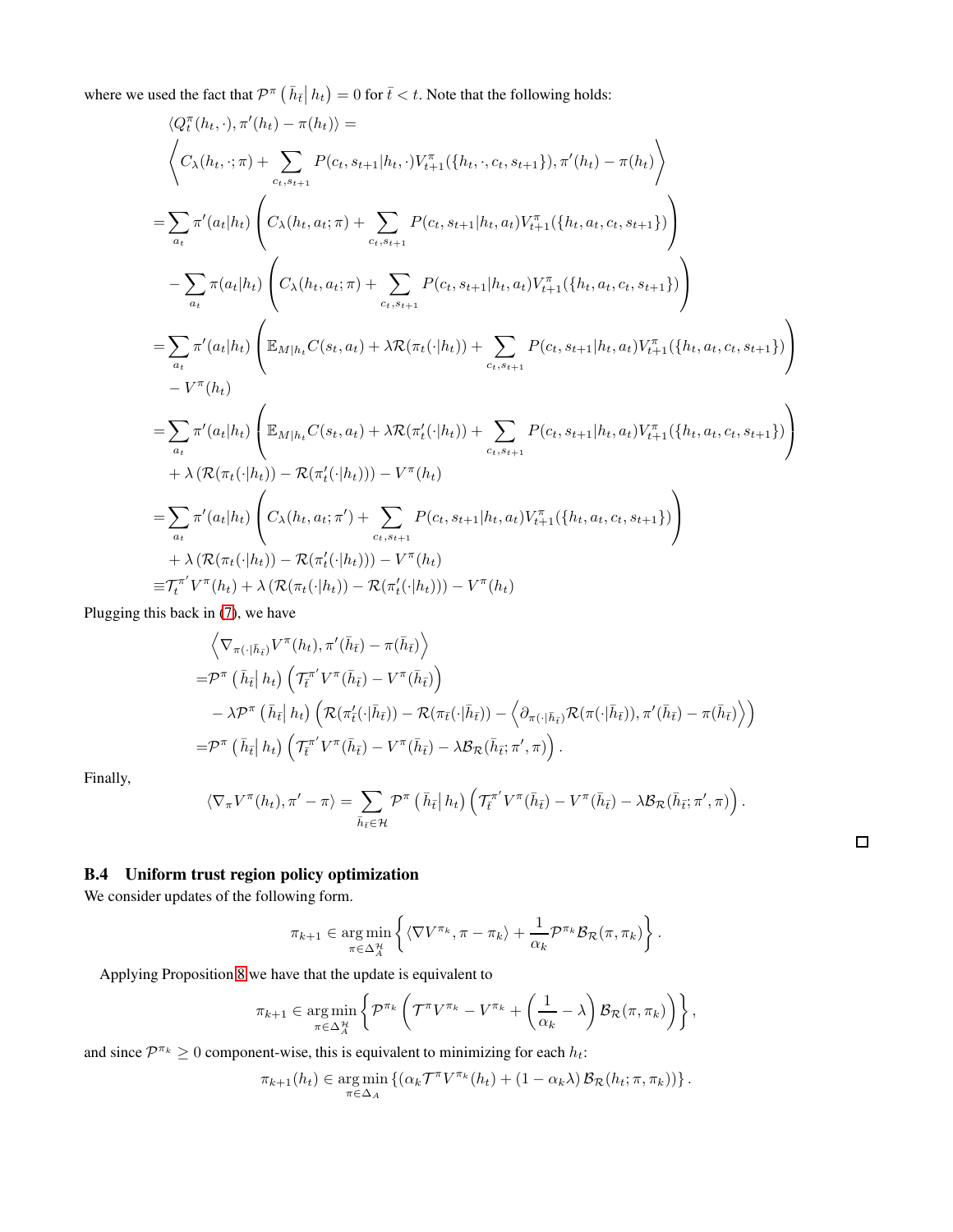where we used the fact that $\mathcal{P}^\pi\left(\bar{h}_{\bar{t}}\middle|\, h_t\right) = 0$ for $\bar{t} < t$. Note that the following holds:

$$
\begin{aligned}
&\langle Q_t^\pi(h_t,\cdot), \pi'(h_t) - \pi(h_t)\rangle = \\
&\left\langle C_\lambda(h_t,\cdot;\pi) + \sum_{c_t,s_{t+1}} P(c_t,s_{t+1}|h_t,\cdot)V_{t+1}^\pi(\{h_t,\cdot,c_t,s_{t+1}\}), \pi'(h_t) - \pi(h_t)\right\rangle \\
=&\sum_{a_t}\pi'(a_t|h_t)\left(C_\lambda(h_t,a_t;\pi) + \sum_{c_t,s_{t+1}} P(c_t,s_{t+1}|h_t,a_t)V_{t+1}^\pi(\{h_t,a_t,c_t,s_{t+1}\})\right) \\
&-\sum_{a_t}\pi(a_t|h_t)\left(C_\lambda(h_t,a_t;\pi) + \sum_{c_t,s_{t+1}} P(c_t,s_{t+1}|h_t,a_t)V_{t+1}^\pi(\{h_t,a_t,c_t,s_{t+1}\})\right) \\
=&\sum_{a_t}\pi'(a_t|h_t)\left(\mathbb{E}_{M|h_t}C(s_t,a_t) + \lambda\mathcal{R}(\pi_t(\cdot|h_t)) + \sum_{c_t,s_{t+1}} P(c_t,s_{t+1}|h_t,a_t)V_{t+1}^\pi(\{h_t,a_t,c_t,s_{t+1}\})\right) \\
&- V^\pi(h_t) \\
=&\sum_{a_t}\pi'(a_t|h_t)\left(\mathbb{E}_{M|h_t}C(s_t,a_t) + \lambda\mathcal{R}(\pi'_t(\cdot|h_t)) + \sum_{c_t,s_{t+1}} P(c_t,s_{t+1}|h_t,a_t)V_{t+1}^\pi(\{h_t,a_t,c_t,s_{t+1}\})\right) \\
&+\lambda\left(\mathcal{R}(\pi_t(\cdot|h_t)) - \mathcal{R}(\pi'_t(\cdot|h_t))\right) - V^\pi(h_t) \\
=&\sum_{a_t}\pi'(a_t|h_t)\left(C_\lambda(h_t,a_t;\pi') + \sum_{c_t,s_{t+1}} P(c_t,s_{t+1}|h_t,a_t)V_{t+1}^\pi(\{h_t,a_t,c_t,s_{t+1}\})\right) \\
&+\lambda\left(\mathcal{R}(\pi_t(\cdot|h_t)) - \mathcal{R}(\pi'_t(\cdot|h_t))\right) - V^\pi(h_t) \\
\equiv&\mathcal{T}_t^{\pi'}V^\pi(h_t) + \lambda\left(\mathcal{R}(\pi_t(\cdot|h_t)) - \mathcal{R}(\pi'_t(\cdot|h_t))\right) - V^\pi(h_t)
\end{aligned}
$$

Plugging this back in (7), we have

$$
\begin{aligned}
&\left\langle \nabla_{\pi(\cdot|\bar{h}_{\bar{t}})}V^\pi(h_t), \pi'(\bar{h}_{\bar{t}}) - \pi(\bar{h}_{\bar{t}})\right\rangle \\
=&\mathcal{P}^\pi\left(\bar{h}_{\bar{t}}\middle|\, h_t\right)\left(\mathcal{T}_{\bar{t}}^{\pi'}V^\pi(\bar{h}_{\bar{t}}) - V^\pi(\bar{h}_{\bar{t}})\right) \\
&-\lambda\mathcal{P}^\pi\left(\bar{h}_{\bar{t}}\middle|\, h_t\right)\left(\mathcal{R}(\pi'_{\bar{t}}(\cdot|\bar{h}_{\bar{t}})) - \mathcal{R}(\pi_{\bar{t}}(\cdot|\bar{h}_{\bar{t}})) - \left\langle \partial_{\pi(\cdot|\bar{h}_{\bar{t}})}\mathcal{R}(\pi(\cdot|\bar{h}_{\bar{t}})), \pi'(\bar{h}_{\bar{t}}) - \pi(\bar{h}_{\bar{t}})\right\rangle\right) \\
=&\mathcal{P}^\pi\left(\bar{h}_{\bar{t}}\middle|\, h_t\right)\left(\mathcal{T}_{\bar{t}}^{\pi'}V^\pi(\bar{h}_{\bar{t}}) - V^\pi(\bar{h}_{\bar{t}}) - \lambda\mathcal{B}_{\mathcal{R}}(\bar{h}_{\bar{t}};\pi',\pi)\right).
\end{aligned}
$$

Finally,

$$
\langle \nabla_\pi V^\pi(h_t), \pi' - \pi\rangle = \sum_{\bar{h}_{\bar{t}}\in\mathcal{H}}\mathcal{P}^\pi\left(\bar{h}_{\bar{t}}\middle|\, h_t\right)\left(\mathcal{T}_{\bar{t}}^{\pi'}V^\pi(\bar{h}_{\bar{t}}) - V^\pi(\bar{h}_{\bar{t}}) - \lambda\mathcal{B}_{\mathcal{R}}(\bar{h}_{\bar{t}};\pi',\pi)\right).
$$

□

### B.4 Uniform trust region policy optimization

We consider updates of the following form.

$$
\pi_{k+1} \in \underset{\pi\in\Delta_A^{\mathcal{H}}}{\arg\min}\left\{\langle \nabla V^{\pi_k}, \pi - \pi_k\rangle + \frac{1}{\alpha_k}\mathcal{P}^{\pi_k}\mathcal{B}_{\mathcal{R}}(\pi,\pi_k)\right\}.
$$

Applying Proposition 8 we have that the update is equivalent to

$$
\pi_{k+1} \in \underset{\pi\in\Delta_A^{\mathcal{H}}}{\arg\min}\left\{\mathcal{P}^{\pi_k}\left(\mathcal{T}^\pi V^{\pi_k} - V^{\pi_k} + \left(\frac{1}{\alpha_k} - \lambda\right)\mathcal{B}_{\mathcal{R}}(\pi,\pi_k)\right)\right\},
$$

and since $\mathcal{P}^{\pi_k} \geq 0$ component-wise, this is equivalent to minimizing for each $h_t$:

$$
\pi_{k+1}(h_t) \in \underset{\pi\in\Delta_A}{\arg\min}\left\{\left(\alpha_k\mathcal{T}^\pi V^{\pi_k}(h_t) + (1-\alpha_k\lambda)\,\mathcal{B}_{\mathcal{R}}(h_t;\pi,\pi_k)\right)\right\}.
$$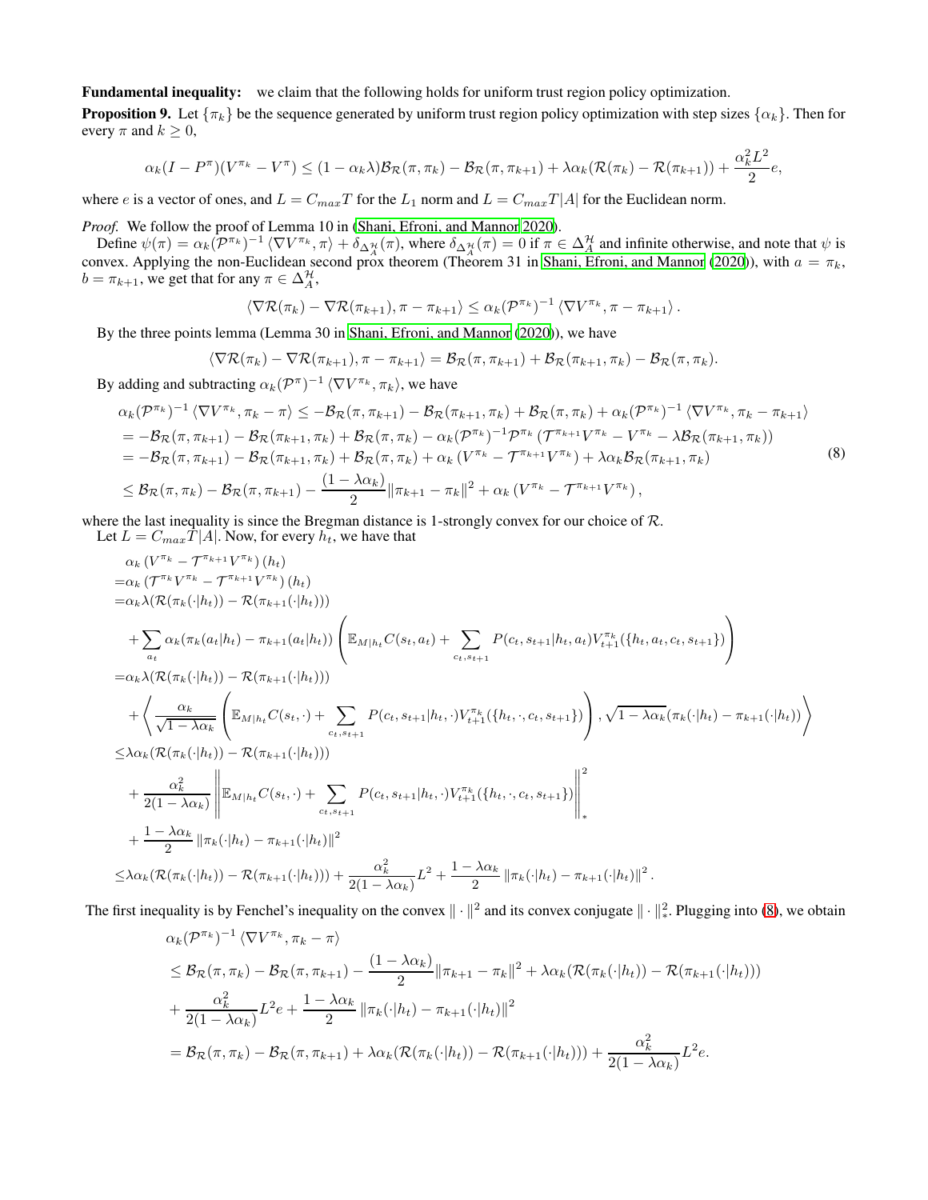**Fundamental inequality:** we claim that the following holds for uniform trust region policy optimization.

**Proposition 9.** Let $\{\pi_k\}$ be the sequence generated by uniform trust region policy optimization with step sizes $\{\alpha_k\}$. Then for every $\pi$ and $k \geq 0$,

$$\alpha_k (I - P^\pi)(V^{\pi_k} - V^\pi) \leq (1 - \alpha_k \lambda)\mathcal{B}_\mathcal{R}(\pi, \pi_k) - \mathcal{B}_\mathcal{R}(\pi, \pi_{k+1}) + \lambda \alpha_k (\mathcal{R}(\pi_k) - \mathcal{R}(\pi_{k+1})) + \frac{\alpha_k^2 L^2}{2} e,$$

where $e$ is a vector of ones, and $L = C_{max} T$ for the $L_1$ norm and $L = C_{max} T |A|$ for the Euclidean norm.

*Proof.* We follow the proof of Lemma 10 in (Shani, Efroni, and Mannor 2020).

Define $\psi(\pi) = \alpha_k (\mathcal{P}^{\pi_k})^{-1} \langle \nabla V^{\pi_k}, \pi \rangle + \delta_{\Delta_A^\mathcal{H}}(\pi)$, where $\delta_{\Delta_A^\mathcal{H}}(\pi) = 0$ if $\pi \in \Delta_A^\mathcal{H}$ and infinite otherwise, and note that $\psi$ is convex. Applying the non-Euclidean second prox theorem (Theorem 31 in Shani, Efroni, and Mannor (2020)), with $a = \pi_k$, $b = \pi_{k+1}$, we get that for any $\pi \in \Delta_A^\mathcal{H}$,

$$\langle \nabla \mathcal{R}(\pi_k) - \nabla \mathcal{R}(\pi_{k+1}), \pi - \pi_{k+1} \rangle \leq \alpha_k (\mathcal{P}^{\pi_k})^{-1} \langle \nabla V^{\pi_k}, \pi - \pi_{k+1} \rangle.$$

By the three points lemma (Lemma 30 in Shani, Efroni, and Mannor (2020)), we have

$$\langle \nabla \mathcal{R}(\pi_k) - \nabla \mathcal{R}(\pi_{k+1}), \pi - \pi_{k+1} \rangle = \mathcal{B}_\mathcal{R}(\pi, \pi_{k+1}) + \mathcal{B}_\mathcal{R}(\pi_{k+1}, \pi_k) - \mathcal{B}_\mathcal{R}(\pi, \pi_k).$$

By adding and subtracting $\alpha_k (\mathcal{P}^\pi)^{-1} \langle \nabla V^{\pi_k}, \pi_k \rangle$, we have

$$\begin{aligned}
\alpha_k (\mathcal{P}^{\pi_k})^{-1} \langle \nabla V^{\pi_k}, \pi_k - \pi \rangle &\leq -\mathcal{B}_\mathcal{R}(\pi, \pi_{k+1}) - \mathcal{B}_\mathcal{R}(\pi_{k+1}, \pi_k) + \mathcal{B}_\mathcal{R}(\pi, \pi_k) + \alpha_k (\mathcal{P}^{\pi_k})^{-1} \langle \nabla V^{\pi_k}, \pi_k - \pi_{k+1} \rangle \\
&= -\mathcal{B}_\mathcal{R}(\pi, \pi_{k+1}) - \mathcal{B}_\mathcal{R}(\pi_{k+1}, \pi_k) + \mathcal{B}_\mathcal{R}(\pi, \pi_k) - \alpha_k (\mathcal{P}^{\pi_k})^{-1} \mathcal{P}^{\pi_k} \left( \mathcal{T}^{\pi_{k+1}} V^{\pi_k} - V^{\pi_k} - \lambda \mathcal{B}_\mathcal{R}(\pi_{k+1}, \pi_k) \right) \\
&= -\mathcal{B}_\mathcal{R}(\pi, \pi_{k+1}) - \mathcal{B}_\mathcal{R}(\pi_{k+1}, \pi_k) + \mathcal{B}_\mathcal{R}(\pi, \pi_k) + \alpha_k \left( V^{\pi_k} - \mathcal{T}^{\pi_{k+1}} V^{\pi_k} \right) + \lambda \alpha_k \mathcal{B}_\mathcal{R}(\pi_{k+1}, \pi_k) \\
&\leq \mathcal{B}_\mathcal{R}(\pi, \pi_k) - \mathcal{B}_\mathcal{R}(\pi, \pi_{k+1}) - \frac{(1 - \lambda \alpha_k)}{2} \|\pi_{k+1} - \pi_k\|^2 + \alpha_k \left( V^{\pi_k} - \mathcal{T}^{\pi_{k+1}} V^{\pi_k} \right),
\end{aligned} \tag{8}$$

where the last inequality is since the Bregman distance is 1-strongly convex for our choice of $\mathcal{R}$.

Let $L = C_{max} T |A|$. Now, for every $h_t$, we have that

$$\begin{aligned}
&\alpha_k \left( V^{\pi_k} - \mathcal{T}^{\pi_{k+1}} V^{\pi_k} \right)(h_t) \\
=& \alpha_k \left( \mathcal{T}^{\pi_k} V^{\pi_k} - \mathcal{T}^{\pi_{k+1}} V^{\pi_k} \right)(h_t) \\
=& \alpha_k \lambda (\mathcal{R}(\pi_k(\cdot|h_t)) - \mathcal{R}(\pi_{k+1}(\cdot|h_t))) \\
&+ \sum_{a_t} \alpha_k (\pi_k(a_t|h_t) - \pi_{k+1}(a_t|h_t)) \left( \mathbb{E}_{M|h_t} C(s_t, a_t) + \sum_{c_t, s_{t+1}} P(c_t, s_{t+1}|h_t, a_t) V_{t+1}^{\pi_k}(\{h_t, a_t, c_t, s_{t+1}\}) \right) \\
=& \alpha_k \lambda (\mathcal{R}(\pi_k(\cdot|h_t)) - \mathcal{R}(\pi_{k+1}(\cdot|h_t))) \\
&+ \left\langle \frac{\alpha_k}{\sqrt{1 - \lambda \alpha_k}} \left( \mathbb{E}_{M|h_t} C(s_t, \cdot) + \sum_{c_t, s_{t+1}} P(c_t, s_{t+1}|h_t, \cdot) V_{t+1}^{\pi_k}(\{h_t, \cdot, c_t, s_{t+1}\}) \right), \sqrt{1 - \lambda \alpha_k} (\pi_k(\cdot|h_t) - \pi_{k+1}(\cdot|h_t)) \right\rangle \\
\leq& \lambda \alpha_k (\mathcal{R}(\pi_k(\cdot|h_t)) - \mathcal{R}(\pi_{k+1}(\cdot|h_t))) \\
&+ \frac{\alpha_k^2}{2(1 - \lambda \alpha_k)} \left\| \mathbb{E}_{M|h_t} C(s_t, \cdot) + \sum_{c_t, s_{t+1}} P(c_t, s_{t+1}|h_t, \cdot) V_{t+1}^{\pi_k}(\{h_t, \cdot, c_t, s_{t+1}\}) \right\|_*^2 \\
&+ \frac{1 - \lambda \alpha_k}{2} \|\pi_k(\cdot|h_t) - \pi_{k+1}(\cdot|h_t)\|^2 \\
\leq& \lambda \alpha_k (\mathcal{R}(\pi_k(\cdot|h_t)) - \mathcal{R}(\pi_{k+1}(\cdot|h_t))) + \frac{\alpha_k^2}{2(1 - \lambda \alpha_k)} L^2 + \frac{1 - \lambda \alpha_k}{2} \|\pi_k(\cdot|h_t) - \pi_{k+1}(\cdot|h_t)\|^2.
\end{aligned}$$

The first inequality is by Fenchel's inequality on the convex $\|\cdot\|^2$ and its convex conjugate $\|\cdot\|_*^2$. Plugging into (8), we obtain

$$\begin{aligned}
&\alpha_k (\mathcal{P}^{\pi_k})^{-1} \langle \nabla V^{\pi_k}, \pi_k - \pi \rangle \\
&\leq \mathcal{B}_\mathcal{R}(\pi, \pi_k) - \mathcal{B}_\mathcal{R}(\pi, \pi_{k+1}) - \frac{(1 - \lambda \alpha_k)}{2} \|\pi_{k+1} - \pi_k\|^2 + \lambda \alpha_k (\mathcal{R}(\pi_k(\cdot|h_t)) - \mathcal{R}(\pi_{k+1}(\cdot|h_t))) \\
&+ \frac{\alpha_k^2}{2(1 - \lambda \alpha_k)} L^2 e + \frac{1 - \lambda \alpha_k}{2} \|\pi_k(\cdot|h_t) - \pi_{k+1}(\cdot|h_t)\|^2 \\
&= \mathcal{B}_\mathcal{R}(\pi, \pi_k) - \mathcal{B}_\mathcal{R}(\pi, \pi_{k+1}) + \lambda \alpha_k (\mathcal{R}(\pi_k(\cdot|h_t)) - \mathcal{R}(\pi_{k+1}(\cdot|h_t))) + \frac{\alpha_k^2}{2(1 - \lambda \alpha_k)} L^2 e.
\end{aligned}$$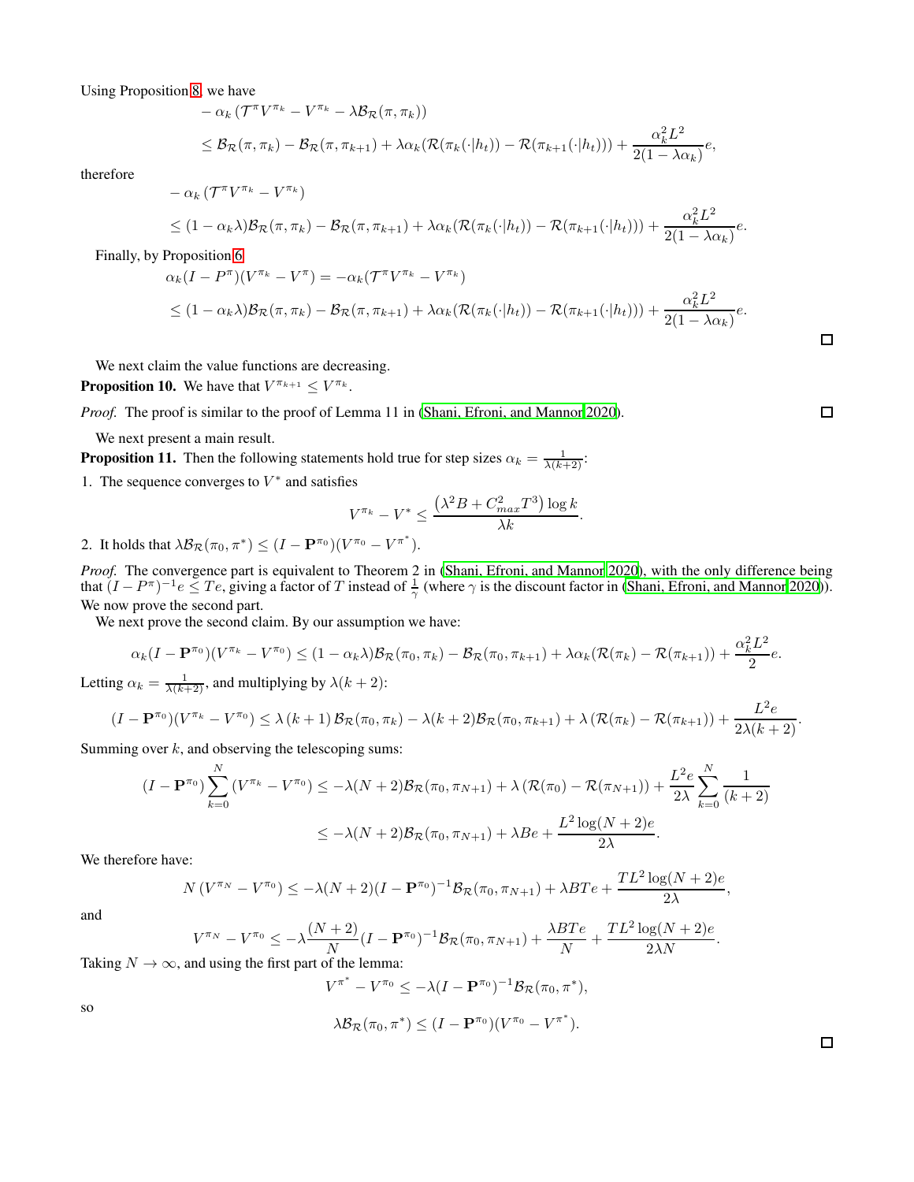Using Proposition 8, we have

$$
\begin{aligned}
& -\alpha_k \left(\mathcal{T}^\pi V^{\pi_k} - V^{\pi_k} - \lambda \mathcal{B}_{\mathcal{R}}(\pi, \pi_k)\right) \\
& \leq \mathcal{B}_{\mathcal{R}}(\pi, \pi_k) - \mathcal{B}_{\mathcal{R}}(\pi, \pi_{k+1}) + \lambda \alpha_k (\mathcal{R}(\pi_k(\cdot|h_t)) - \mathcal{R}(\pi_{k+1}(\cdot|h_t))) + \frac{\alpha_k^2 L^2}{2(1-\lambda\alpha_k)} e,
\end{aligned}
$$

therefore

$$
\begin{aligned}
& -\alpha_k \left(\mathcal{T}^\pi V^{\pi_k} - V^{\pi_k}\right) \\
& \leq (1-\alpha_k\lambda)\mathcal{B}_{\mathcal{R}}(\pi, \pi_k) - \mathcal{B}_{\mathcal{R}}(\pi, \pi_{k+1}) + \lambda \alpha_k (\mathcal{R}(\pi_k(\cdot|h_t)) - \mathcal{R}(\pi_{k+1}(\cdot|h_t))) + \frac{\alpha_k^2 L^2}{2(1-\lambda\alpha_k)} e.
\end{aligned}
$$

Finally, by Proposition 6

$$
\begin{aligned}
& \alpha_k (I - P^\pi)(V^{\pi_k} - V^\pi) = -\alpha_k (\mathcal{T}^\pi V^{\pi_k} - V^{\pi_k}) \\
& \leq (1-\alpha_k\lambda)\mathcal{B}_{\mathcal{R}}(\pi, \pi_k) - \mathcal{B}_{\mathcal{R}}(\pi, \pi_{k+1}) + \lambda \alpha_k (\mathcal{R}(\pi_k(\cdot|h_t)) - \mathcal{R}(\pi_{k+1}(\cdot|h_t))) + \frac{\alpha_k^2 L^2}{2(1-\lambda\alpha_k)} e.
\end{aligned}
$$

∎

We next claim the value functions are decreasing.

**Proposition 10.** We have that $V^{\pi_{k+1}} \leq V^{\pi_k}$.

*Proof.* The proof is similar to the proof of Lemma 11 in (Shani, Efroni, and Mannor 2020). ∎

We next present a main result.

**Proposition 11.** Then the following statements hold true for step sizes $\alpha_k = \frac{1}{\lambda(k+2)}$:

1. The sequence converges to $V^*$ and satisfies

$$
V^{\pi_k} - V^* \leq \frac{\left(\lambda^2 B + C_{max}^2 T^3\right) \log k}{\lambda k}.
$$

2. It holds that $\lambda \mathcal{B}_{\mathcal{R}}(\pi_0, \pi^*) \leq (I - \mathbf{P}^{\pi_0})(V^{\pi_0} - V^{\pi^*})$.

*Proof.* The convergence part is equivalent to Theorem 2 in (Shani, Efroni, and Mannor 2020), with the only difference being that $(I - P^\pi)^{-1} e \leq Te$, giving a factor of $T$ instead of $\frac{1}{\gamma}$ (where $\gamma$ is the discount factor in (Shani, Efroni, and Mannor 2020)). We now prove the second part.

We next prove the second claim. By our assumption we have:

$$
\alpha_k (I - \mathbf{P}^{\pi_0})(V^{\pi_k} - V^{\pi_0}) \leq (1 - \alpha_k \lambda) \mathcal{B}_{\mathcal{R}}(\pi_0, \pi_k) - \mathcal{B}_{\mathcal{R}}(\pi_0, \pi_{k+1}) + \lambda \alpha_k (\mathcal{R}(\pi_k) - \mathcal{R}(\pi_{k+1})) + \frac{\alpha_k^2 L^2}{2} e.
$$

Letting $\alpha_k = \frac{1}{\lambda(k+2)}$, and multiplying by $\lambda(k+2)$:

$$
(I - \mathbf{P}^{\pi_0})(V^{\pi_k} - V^{\pi_0}) \leq \lambda\,(k+1)\,\mathcal{B}_{\mathcal{R}}(\pi_0, \pi_k) - \lambda(k+2)\mathcal{B}_{\mathcal{R}}(\pi_0, \pi_{k+1}) + \lambda\,(\mathcal{R}(\pi_k) - \mathcal{R}(\pi_{k+1})) + \frac{L^2 e}{2\lambda(k+2)}.
$$

Summing over $k$, and observing the telescoping sums:

$$
\begin{aligned}
(I - \mathbf{P}^{\pi_0}) \sum_{k=0}^{N} (V^{\pi_k} - V^{\pi_0}) & \leq -\lambda(N+2)\mathcal{B}_{\mathcal{R}}(\pi_0, \pi_{N+1}) + \lambda\,(\mathcal{R}(\pi_0) - \mathcal{R}(\pi_{N+1})) + \frac{L^2 e}{2\lambda} \sum_{k=0}^{N} \frac{1}{(k+2)} \\
& \leq -\lambda(N+2)\mathcal{B}_{\mathcal{R}}(\pi_0, \pi_{N+1}) + \lambda B e + \frac{L^2 \log(N+2) e}{2\lambda}.
\end{aligned}
$$

We therefore have:

$$
N\,(V^{\pi_N} - V^{\pi_0}) \leq -\lambda(N+2)(I - \mathbf{P}^{\pi_0})^{-1}\mathcal{B}_{\mathcal{R}}(\pi_0, \pi_{N+1}) + \lambda B T e + \frac{T L^2 \log(N+2) e}{2\lambda},
$$

and

$$
V^{\pi_N} - V^{\pi_0} \leq -\lambda \frac{(N+2)}{N} (I - \mathbf{P}^{\pi_0})^{-1}\mathcal{B}_{\mathcal{R}}(\pi_0, \pi_{N+1}) + \frac{\lambda B T e}{N} + \frac{T L^2 \log(N+2) e}{2\lambda N}.
$$

Taking $N \to \infty$, and using the first part of the lemma:

$$
V^{\pi^*} - V^{\pi_0} \leq -\lambda (I - \mathbf{P}^{\pi_0})^{-1} \mathcal{B}_{\mathcal{R}}(\pi_0, \pi^*),
$$

so

$$
\lambda \mathcal{B}_{\mathcal{R}}(\pi_0, \pi^*) \leq (I - \mathbf{P}^{\pi_0})(V^{\pi_0} - V^{\pi^*}).
$$

∎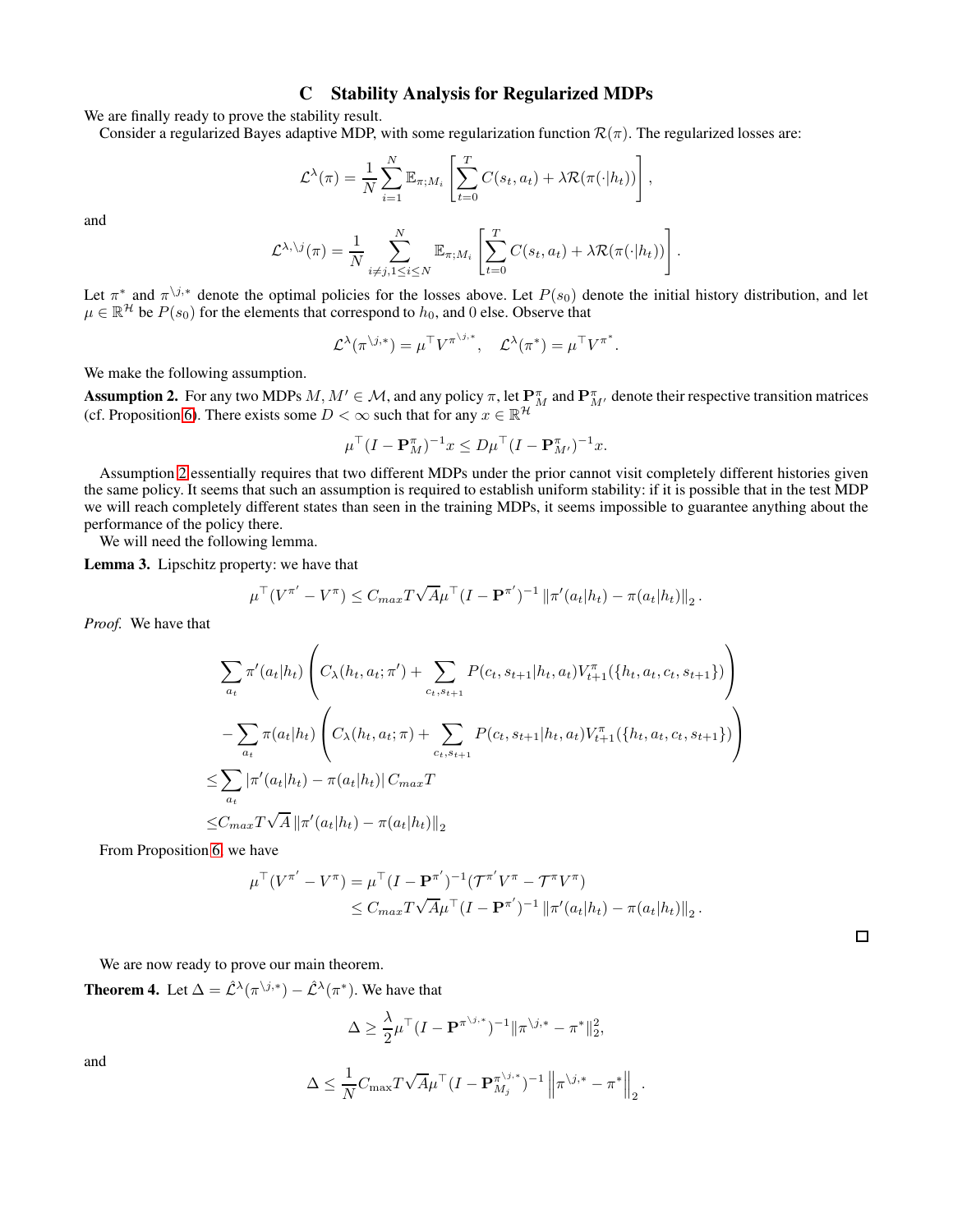# C Stability Analysis for Regularized MDPs

We are finally ready to prove the stability result.

Consider a regularized Bayes adaptive MDP, with some regularization function $\mathcal{R}(\pi)$. The regularized losses are:

$$
\mathcal{L}^{\lambda}(\pi) = \frac{1}{N}\sum_{i=1}^{N} \mathbb{E}_{\pi;M_i}\left[\sum_{t=0}^{T} C(s_t, a_t) + \lambda \mathcal{R}(\pi(\cdot|h_t))\right],
$$

and

$$
\mathcal{L}^{\lambda,\backslash j}(\pi) = \frac{1}{N}\sum_{i\neq j, 1\leq i\leq N} \mathbb{E}_{\pi;M_i}\left[\sum_{t=0}^{T} C(s_t, a_t) + \lambda \mathcal{R}(\pi(\cdot|h_t))\right].
$$

Let $\pi^*$ and $\pi^{\backslash j,*}$ denote the optimal policies for the losses above. Let $P(s_0)$ denote the initial history distribution, and let $\mu \in \mathbb{R}^{\mathcal{H}}$ be $P(s_0)$ for the elements that correspond to $h_0$, and $0$ else. Observe that

$$
\mathcal{L}^{\lambda}(\pi^{\backslash j,*}) = \mu^\top V^{\pi^{\backslash j,*}}, \quad \mathcal{L}^{\lambda}(\pi^*) = \mu^\top V^{\pi^*}.
$$

We make the following assumption.

**Assumption 2.** For any two MDPs $M, M' \in \mathcal{M}$, and any policy $\pi$, let $\mathbf{P}^{\pi}_M$ and $\mathbf{P}^{\pi}_{M'}$ denote their respective transition matrices (cf. Proposition 6). There exists some $D < \infty$ such that for any $x \in \mathbb{R}^{\mathcal{H}}$

$$
\mu^\top (I - \mathbf{P}^{\pi}_M)^{-1} x \leq D \mu^\top (I - \mathbf{P}^{\pi}_{M'})^{-1} x.
$$

Assumption 2 essentially requires that two different MDPs under the prior cannot visit completely different histories given the same policy. It seems that such an assumption is required to establish uniform stability: if it is possible that in the test MDP we will reach completely different states than seen in the training MDPs, it seems impossible to guarantee anything about the performance of the policy there.

We will need the following lemma.

**Lemma 3.** Lipschitz property: we have that

$$
\mu^\top (V^{\pi'} - V^{\pi}) \leq C_{max} T \sqrt{A} \mu^\top (I - \mathbf{P}^{\pi'})^{-1} \left\| \pi'(a_t|h_t) - \pi(a_t|h_t) \right\|_2.
$$

*Proof.* We have that

$$
\begin{aligned}
&\sum_{a_t} \pi'(a_t|h_t) \left( C_\lambda(h_t, a_t; \pi') + \sum_{c_t, s_{t+1}} P(c_t, s_{t+1}|h_t, a_t) V^{\pi}_{t+1}(\{h_t, a_t, c_t, s_{t+1}\}) \right) \\
&- \sum_{a_t} \pi(a_t|h_t) \left( C_\lambda(h_t, a_t; \pi) + \sum_{c_t, s_{t+1}} P(c_t, s_{t+1}|h_t, a_t) V^{\pi}_{t+1}(\{h_t, a_t, c_t, s_{t+1}\}) \right) \\
\leq& \sum_{a_t} \left| \pi'(a_t|h_t) - \pi(a_t|h_t) \right| C_{max} T \\
\leq& C_{max} T \sqrt{A} \left\| \pi'(a_t|h_t) - \pi(a_t|h_t) \right\|_2
\end{aligned}
$$

From Proposition 6, we have

$$
\begin{aligned}
\mu^\top (V^{\pi'} - V^{\pi}) &= \mu^\top (I - \mathbf{P}^{\pi'})^{-1} (\mathcal{T}^{\pi'} V^{\pi} - \mathcal{T}^{\pi} V^{\pi}) \\
&\leq C_{max} T \sqrt{A} \mu^\top (I - \mathbf{P}^{\pi'})^{-1} \left\| \pi'(a_t|h_t) - \pi(a_t|h_t) \right\|_2.
\end{aligned}
$$

$\square$

We are now ready to prove our main theorem.

**Theorem 4.** Let $\Delta = \hat{\mathcal{L}}^{\lambda}(\pi^{\backslash j,*}) - \hat{\mathcal{L}}^{\lambda}(\pi^*)$. We have that

$$
\Delta \geq \frac{\lambda}{2} \mu^\top (I - \mathbf{P}^{\pi^{\backslash j,*}})^{-1} \| \pi^{\backslash j,*} - \pi^* \|_2^2,
$$

and

$$
\Delta \leq \frac{1}{N} C_{\max} T \sqrt{A} \mu^\top (I - \mathbf{P}^{\pi^{\backslash j,*}}_{M_j})^{-1} \left\| \pi^{\backslash j,*} - \pi^* \right\|_2.
$$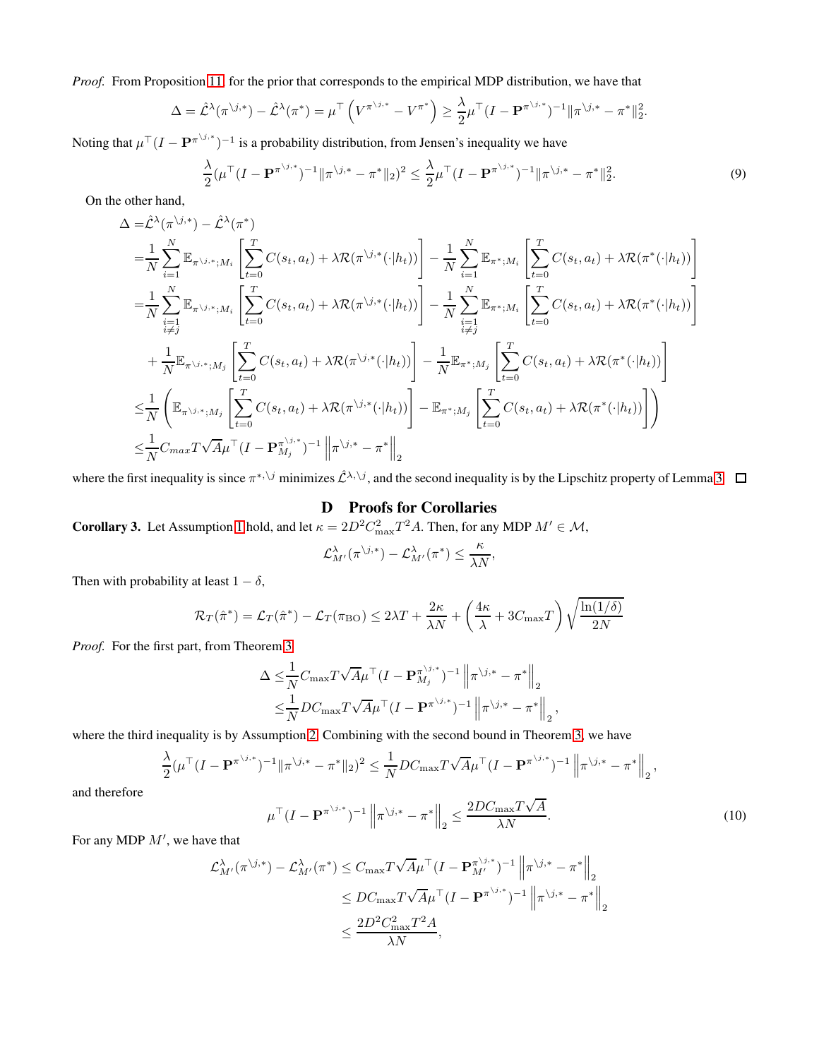*Proof.* From Proposition 11, for the prior that corresponds to the empirical MDP distribution, we have that

$$\Delta = \hat{\mathcal{L}}^\lambda(\pi^{\setminus j,*}) - \hat{\mathcal{L}}^\lambda(\pi^*) = \mu^\top \left( V^{\pi^{\setminus j,*}} - V^{\pi^*} \right) \geq \frac{\lambda}{2}\mu^\top (I - \mathbf{P}^{\pi^{\setminus j,*}})^{-1} \|\pi^{\setminus j,*} - \pi^*\|_2^2.$$

Noting that $\mu^\top (I - \mathbf{P}^{\pi^{\setminus j,*}})^{-1}$ is a probability distribution, from Jensen's inequality we have

$$\frac{\lambda}{2}(\mu^\top (I - \mathbf{P}^{\pi^{\setminus j,*}})^{-1} \|\pi^{\setminus j,*} - \pi^*\|_2)^2 \leq \frac{\lambda}{2}\mu^\top (I - \mathbf{P}^{\pi^{\setminus j,*}})^{-1} \|\pi^{\setminus j,*} - \pi^*\|_2^2. \tag{9}$$

On the other hand,

$$\begin{aligned}
\Delta =& \hat{\mathcal{L}}^\lambda(\pi^{\setminus j,*}) - \hat{\mathcal{L}}^\lambda(\pi^*) \\
=& \frac{1}{N}\sum_{i=1}^N \mathbb{E}_{\pi^{\setminus j,*};M_i}\left[\sum_{t=0}^T C(s_t,a_t) + \lambda \mathcal{R}(\pi^{\setminus j,*}(\cdot|h_t))\right] - \frac{1}{N}\sum_{i=1}^N \mathbb{E}_{\pi^*;M_i}\left[\sum_{t=0}^T C(s_t,a_t) + \lambda \mathcal{R}(\pi^*(\cdot|h_t))\right] \\
=& \frac{1}{N}\sum_{\substack{i=1 \\ i\neq j}}^N \mathbb{E}_{\pi^{\setminus j,*};M_i}\left[\sum_{t=0}^T C(s_t,a_t) + \lambda \mathcal{R}(\pi^{\setminus j,*}(\cdot|h_t))\right] - \frac{1}{N}\sum_{\substack{i=1 \\ i\neq j}}^N \mathbb{E}_{\pi^*;M_i}\left[\sum_{t=0}^T C(s_t,a_t) + \lambda \mathcal{R}(\pi^*(\cdot|h_t))\right] \\
&+ \frac{1}{N}\mathbb{E}_{\pi^{\setminus j,*};M_j}\left[\sum_{t=0}^T C(s_t,a_t) + \lambda \mathcal{R}(\pi^{\setminus j,*}(\cdot|h_t))\right] - \frac{1}{N}\mathbb{E}_{\pi^*;M_j}\left[\sum_{t=0}^T C(s_t,a_t) + \lambda \mathcal{R}(\pi^*(\cdot|h_t))\right] \\
\leq& \frac{1}{N}\left(\mathbb{E}_{\pi^{\setminus j,*};M_j}\left[\sum_{t=0}^T C(s_t,a_t) + \lambda \mathcal{R}(\pi^{\setminus j,*}(\cdot|h_t))\right] - \mathbb{E}_{\pi^*;M_j}\left[\sum_{t=0}^T C(s_t,a_t) + \lambda \mathcal{R}(\pi^*(\cdot|h_t))\right]\right) \\
\leq& \frac{1}{N}C_{max}T\sqrt{A}\mu^\top (I - \mathbf{P}_{M_j}^{\pi^{\setminus j,*}})^{-1}\left\|\pi^{\setminus j,*} - \pi^*\right\|_2
\end{aligned}$$

where the first inequality is since $\pi^{*,\setminus j}$ minimizes $\hat{\mathcal{L}}^{\lambda,\setminus j}$, and the second inequality is by the Lipschitz property of Lemma 3. $\square$

# D Proofs for Corollaries

**Corollary 3.** Let Assumption 1 hold, and let $\kappa = 2D^2 C_{\max}^2 T^2 A$. Then, for any MDP $M' \in \mathcal{M}$,

$$\mathcal{L}_{M'}^\lambda(\pi^{\setminus j,*}) - \mathcal{L}_{M'}^\lambda(\pi^*) \leq \frac{\kappa}{\lambda N},$$

Then with probability at least $1-\delta$,

$$\mathcal{R}_T(\hat{\pi}^*) = \mathcal{L}_T(\hat{\pi}^*) - \mathcal{L}_T(\pi_{\text{BO}}) \leq 2\lambda T + \frac{2\kappa}{\lambda N} + \left(\frac{4\kappa}{\lambda} + 3C_{\max}T\right)\sqrt{\frac{\ln(1/\delta)}{2N}}$$

*Proof.* For the first part, from Theorem 3

$$\begin{aligned}
\Delta \leq& \frac{1}{N}C_{\max}T\sqrt{A}\mu^\top (I - \mathbf{P}_{M_j}^{\pi^{\setminus j,*}})^{-1}\left\|\pi^{\setminus j,*} - \pi^*\right\|_2 \\
\leq& \frac{1}{N}DC_{\max}T\sqrt{A}\mu^\top (I - \mathbf{P}^{\pi^{\setminus j,*}})^{-1}\left\|\pi^{\setminus j,*} - \pi^*\right\|_2,
\end{aligned}$$

where the third inequality is by Assumption 2. Combining with the second bound in Theorem 3, we have

$$\frac{\lambda}{2}(\mu^\top (I - \mathbf{P}^{\pi^{\setminus j,*}})^{-1}\|\pi^{\setminus j,*} - \pi^*\|_2)^2 \leq \frac{1}{N}DC_{\max}T\sqrt{A}\mu^\top (I - \mathbf{P}^{\pi^{\setminus j,*}})^{-1}\left\|\pi^{\setminus j,*} - \pi^*\right\|_2,$$

and therefore

$$\mu^\top (I - \mathbf{P}^{\pi^{\setminus j,*}})^{-1}\left\|\pi^{\setminus j,*} - \pi^*\right\|_2 \leq \frac{2DC_{\max}T\sqrt{A}}{\lambda N}. \tag{10}$$

For any MDP $M'$, we have that

$$\begin{aligned}
\mathcal{L}_{M'}^\lambda(\pi^{\setminus j,*}) - \mathcal{L}_{M'}^\lambda(\pi^*) &\leq C_{\max}T\sqrt{A}\mu^\top (I - \mathbf{P}_{M'}^{\pi^{\setminus j,*}})^{-1}\left\|\pi^{\setminus j,*} - \pi^*\right\|_2 \\
&\leq DC_{\max}T\sqrt{A}\mu^\top (I - \mathbf{P}^{\pi^{\setminus j,*}})^{-1}\left\|\pi^{\setminus j,*} - \pi^*\right\|_2 \\
&\leq \frac{2D^2 C_{\max}^2 T^2 A}{\lambda N},
\end{aligned}$$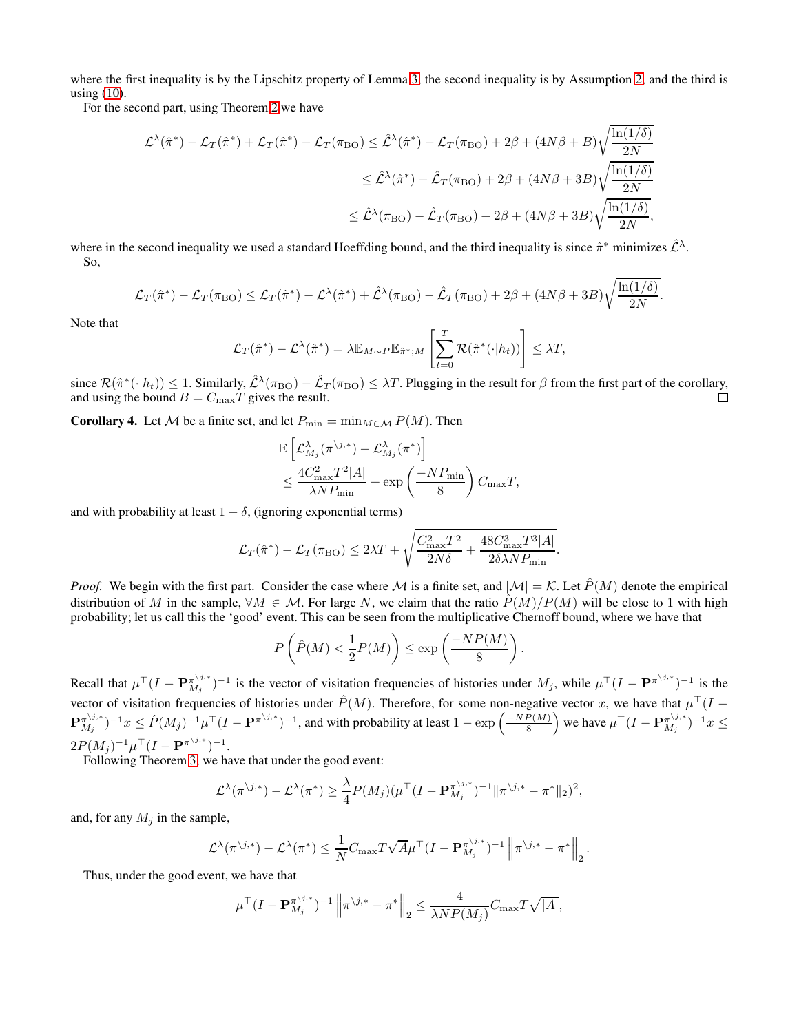where the first inequality is by the Lipschitz property of Lemma 3, the second inequality is by Assumption 2, and the third is using (10).

For the second part, using Theorem 2 we have

$$
\begin{aligned}
\mathcal{L}^\lambda(\hat{\pi}^*) - \mathcal{L}_T(\hat{\pi}^*) + \mathcal{L}_T(\hat{\pi}^*) - \mathcal{L}_T(\pi_{\mathrm{BO}}) &\leq \hat{\mathcal{L}}^\lambda(\hat{\pi}^*) - \mathcal{L}_T(\pi_{\mathrm{BO}}) + 2\beta + (4N\beta + B)\sqrt{\frac{\ln(1/\delta)}{2N}} \\
&\leq \hat{\mathcal{L}}^\lambda(\hat{\pi}^*) - \hat{\mathcal{L}}_T(\pi_{\mathrm{BO}}) + 2\beta + (4N\beta + 3B)\sqrt{\frac{\ln(1/\delta)}{2N}} \\
&\leq \hat{\mathcal{L}}^\lambda(\pi_{\mathrm{BO}}) - \hat{\mathcal{L}}_T(\pi_{\mathrm{BO}}) + 2\beta + (4N\beta + 3B)\sqrt{\frac{\ln(1/\delta)}{2N}},
\end{aligned}
$$

where in the second inequality we used a standard Hoeffding bound, and the third inequality is since $\hat{\pi}^*$ minimizes $\hat{\mathcal{L}}^\lambda$.

So,

$$
\mathcal{L}_T(\hat{\pi}^*) - \mathcal{L}_T(\pi_{\mathrm{BO}}) \leq \mathcal{L}_T(\hat{\pi}^*) - \mathcal{L}^\lambda(\hat{\pi}^*) + \hat{\mathcal{L}}^\lambda(\pi_{\mathrm{BO}}) - \hat{\mathcal{L}}_T(\pi_{\mathrm{BO}}) + 2\beta + (4N\beta + 3B)\sqrt{\frac{\ln(1/\delta)}{2N}}.
$$

Note that

$$
\mathcal{L}_T(\hat{\pi}^*) - \mathcal{L}^\lambda(\hat{\pi}^*) = \lambda \mathbb{E}_{M\sim P}\mathbb{E}_{\hat{\pi}^*;M}\left[\sum_{t=0}^{T} \mathcal{R}(\hat{\pi}^*(\cdot|h_t))\right] \leq \lambda T,
$$

since $\mathcal{R}(\hat{\pi}^*(\cdot|h_t)) \leq 1$. Similarly, $\hat{\mathcal{L}}^\lambda(\pi_{\mathrm{BO}}) - \hat{\mathcal{L}}_T(\pi_{\mathrm{BO}}) \leq \lambda T$. Plugging in the result for $\beta$ from the first part of the corollary, and using the bound $B = C_{\max}T$ gives the result. ∎

**Corollary 4.** Let $\mathcal{M}$ be a finite set, and let $P_{\min} = \min_{M\in\mathcal{M}} P(M)$. Then

$$
\begin{aligned}
&\mathbb{E}\left[\mathcal{L}^\lambda_{M_j}(\pi^{\setminus j,*}) - \mathcal{L}^\lambda_{M_j}(\pi^*)\right] \\
&\leq \frac{4C_{\max}^2 T^2 |A|}{\lambda N P_{\min}} + \exp\left(\frac{-NP_{\min}}{8}\right) C_{\max} T,
\end{aligned}
$$

and with probability at least $1-\delta$, (ignoring exponential terms)

$$
\mathcal{L}_T(\hat{\pi}^*) - \mathcal{L}_T(\pi_{\mathrm{BO}}) \leq 2\lambda T + \sqrt{\frac{C_{\max}^2 T^2}{2N\delta} + \frac{48 C_{\max}^3 T^3 |A|}{2\delta\lambda N P_{\min}}}.
$$

*Proof.* We begin with the first part. Consider the case where $\mathcal{M}$ is a finite set, and $|\mathcal{M}| = \mathcal{K}$. Let $\hat{P}(M)$ denote the empirical distribution of $M$ in the sample, $\forall M \in \mathcal{M}$. For large $N$, we claim that the ratio $\hat{P}(M)/P(M)$ will be close to 1 with high probability; let us call this the 'good' event. This can be seen from the multiplicative Chernoff bound, where we have that

$$
P\left(\hat{P}(M) < \frac{1}{2}P(M)\right) \leq \exp\left(\frac{-NP(M)}{8}\right).
$$

Recall that $\mu^\top(I - \mathbf{P}_{M_j}^{\pi^{\setminus j,*}})^{-1}$ is the vector of visitation frequencies of histories under $M_j$, while $\mu^\top(I - \mathbf{P}^{\pi^{\setminus j,*}})^{-1}$ is the vector of visitation frequencies of histories under $\hat{P}(M)$. Therefore, for some non-negative vector $x$, we have that $\mu^\top(I - \mathbf{P}_{M_j}^{\pi^{\setminus j,*}})^{-1}x \leq \hat{P}(M_j)^{-1}\mu^\top(I - \mathbf{P}^{\pi^{\setminus j,*}})^{-1}$, and with probability at least $1-\exp\left(\frac{-NP(M)}{8}\right)$ we have $\mu^\top(I - \mathbf{P}_{M_j}^{\pi^{\setminus j,*}})^{-1}x \leq 2P(M_j)^{-1}\mu^\top(I - \mathbf{P}^{\pi^{\setminus j,*}})^{-1}$.

Following Theorem 3, we have that under the good event:

$$
\mathcal{L}^\lambda(\pi^{\setminus j,*}) - \mathcal{L}^\lambda(\pi^*) \geq \frac{\lambda}{4}P(M_j)(\mu^\top(I - \mathbf{P}_{M_j}^{\pi^{\setminus j,*}})^{-1}\|\pi^{\setminus j,*} - \pi^*\|_2)^2,
$$

and, for any $M_j$ in the sample,

$$
\mathcal{L}^\lambda(\pi^{\setminus j,*}) - \mathcal{L}^\lambda(\pi^*) \leq \frac{1}{N}C_{\max}T\sqrt{A}\mu^\top(I - \mathbf{P}_{M_j}^{\pi^{\setminus j,*}})^{-1}\left\|\pi^{\setminus j,*} - \pi^*\right\|_2.
$$

Thus, under the good event, we have that

$$
\mu^\top(I - \mathbf{P}_{M_j}^{\pi^{\setminus j,*}})^{-1}\left\|\pi^{\setminus j,*} - \pi^*\right\|_2 \leq \frac{4}{\lambda N P(M_j)}C_{\max}T\sqrt{|A|},
$$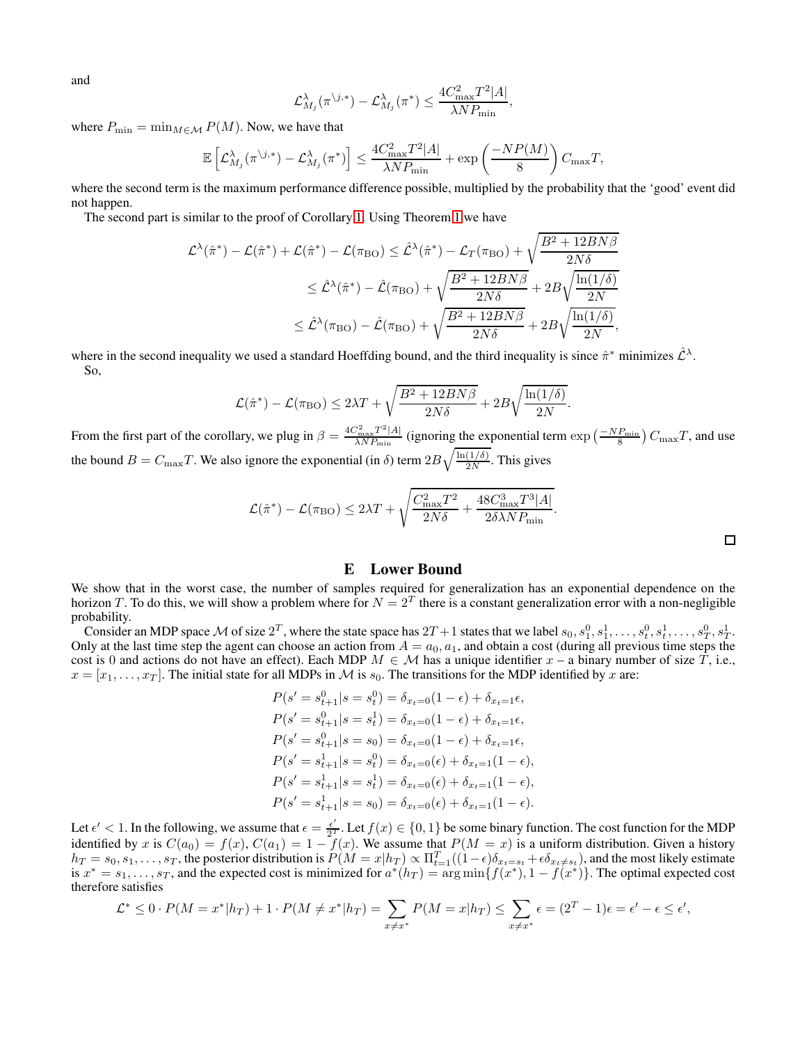and

$$\mathcal{L}^{\lambda}_{M_j}(\pi^{\setminus j,*}) - \mathcal{L}^{\lambda}_{M_j}(\pi^*) \leq \frac{4C_{\max}^2 T^2 |A|}{\lambda N P_{\min}},$$

where $P_{\min} = \min_{M \in \mathcal{M}} P(M)$. Now, we have that

$$\mathbb{E}\left[\mathcal{L}^{\lambda}_{M_j}(\pi^{\setminus j,*}) - \mathcal{L}^{\lambda}_{M_j}(\pi^*)\right] \leq \frac{4C_{\max}^2 T^2 |A|}{\lambda N P_{\min}} + \exp\left(\frac{-NP(M)}{8}\right) C_{\max} T,$$

where the second term is the maximum performance difference possible, multiplied by the probability that the 'good' event did not happen.

The second part is similar to the proof of Corollary 1. Using Theorem 1 we have

$$\begin{aligned}
\mathcal{L}^{\lambda}(\hat{\pi}^*) - \mathcal{L}(\hat{\pi}^*) + \mathcal{L}(\hat{\pi}^*) - \mathcal{L}(\pi_{\text{BO}}) &\leq \hat{\mathcal{L}}^{\lambda}(\hat{\pi}^*) - \mathcal{L}_T(\pi_{\text{BO}}) + \sqrt{\frac{B^2 + 12BN\beta}{2N\delta}} \\
&\leq \hat{\mathcal{L}}^{\lambda}(\hat{\pi}^*) - \hat{\mathcal{L}}(\pi_{\text{BO}}) + \sqrt{\frac{B^2 + 12BN\beta}{2N\delta}} + 2B\sqrt{\frac{\ln(1/\delta)}{2N}} \\
&\leq \hat{\mathcal{L}}^{\lambda}(\pi_{\text{BO}}) - \hat{\mathcal{L}}(\pi_{\text{BO}}) + \sqrt{\frac{B^2 + 12BN\beta}{2N\delta}} + 2B\sqrt{\frac{\ln(1/\delta)}{2N}},
\end{aligned}$$

where in the second inequality we used a standard Hoeffding bound, and the third inequality is since $\hat{\pi}^*$ minimizes $\hat{\mathcal{L}}^{\lambda}$.

So,

$$\mathcal{L}(\hat{\pi}^*) - \mathcal{L}(\pi_{\text{BO}}) \leq 2\lambda T + \sqrt{\frac{B^2 + 12BN\beta}{2N\delta}} + 2B\sqrt{\frac{\ln(1/\delta)}{2N}}.$$

From the first part of the corollary, we plug in $\beta = \frac{4C_{\max}^2 T^2 |A|}{\lambda N P_{\min}}$ (ignoring the exponential term $\exp\left(\frac{-NP_{\min}}{8}\right) C_{\max} T$, and use the bound $B = C_{\max} T$. We also ignore the exponential (in $\delta$) term $2B\sqrt{\frac{\ln(1/\delta)}{2N}}$. This gives

$$\mathcal{L}(\hat{\pi}^*) - \mathcal{L}(\pi_{\text{BO}}) \leq 2\lambda T + \sqrt{\frac{C_{\max}^2 T^2}{2N\delta} + \frac{48 C_{\max}^3 T^3 |A|}{2\delta\lambda N P_{\min}}}.$$

□

# E Lower Bound

We show that in the worst case, the number of samples required for generalization has an exponential dependence on the horizon $T$. To do this, we will show a problem where for $N = 2^T$ there is a constant generalization error with a non-negligible probability.

Consider an MDP space $\mathcal{M}$ of size $2^T$, where the state space has $2T+1$ states that we label $s_0, s_1^0, s_1^1, \ldots, s_t^0, s_t^1, \ldots, s_T^0, s_T^1$. Only at the last time step the agent can choose an action from $A = a_0, a_1$, and obtain a cost (during all previous time steps the cost is 0 and actions do not have an effect). Each MDP $M \in \mathcal{M}$ has a unique identifier $x$ – a binary number of size $T$, i.e., $x = [x_1, \ldots, x_T]$. The initial state for all MDPs in $\mathcal{M}$ is $s_0$. The transitions for the MDP identified by $x$ are:

$$\begin{aligned}
P(s' = s_{t+1}^0 | s = s_t^0) &= \delta_{x_t = 0}(1 - \epsilon) + \delta_{x_t = 1}\epsilon, \\
P(s' = s_{t+1}^0 | s = s_t^1) &= \delta_{x_t = 0}(1 - \epsilon) + \delta_{x_t = 1}\epsilon, \\
P(s' = s_{t+1}^0 | s = s_0) &= \delta_{x_t = 0}(1 - \epsilon) + \delta_{x_t = 1}\epsilon, \\
P(s' = s_{t+1}^1 | s = s_t^0) &= \delta_{x_t = 0}(\epsilon) + \delta_{x_t = 1}(1 - \epsilon), \\
P(s' = s_{t+1}^1 | s = s_t^1) &= \delta_{x_t = 0}(\epsilon) + \delta_{x_t = 1}(1 - \epsilon), \\
P(s' = s_{t+1}^1 | s = s_0) &= \delta_{x_t = 0}(\epsilon) + \delta_{x_t = 1}(1 - \epsilon).
\end{aligned}$$

Let $\epsilon' < 1$. In the following, we assume that $\epsilon = \frac{\epsilon'}{2^T}$. Let $f(x) \in \{0, 1\}$ be some binary function. The cost function for the MDP identified by $x$ is $C(a_0) = f(x)$, $C(a_1) = 1 - f(x)$. We assume that $P(M = x)$ is a uniform distribution. Given a history $h_T = s_0, s_1, \ldots, s_T$, the posterior distribution is $P(M = x | h_T) \propto \Pi_{t=1}^T((1-\epsilon)\delta_{x_t = s_t} + \epsilon\delta_{x_t \neq s_t})$, and the most likely estimate is $x^* = s_1, \ldots, s_T$, and the expected cost is minimized for $a^*(h_T) = \arg\min\{f(x^*), 1 - f(x^*)\}$. The optimal expected cost therefore satisfies

$$\mathcal{L}^* \leq 0 \cdot P(M = x^* | h_T) + 1 \cdot P(M \neq x^* | h_T) = \sum_{x \neq x^*} P(M = x | h_T) \leq \sum_{x \neq x^*} \epsilon = (2^T - 1)\epsilon = \epsilon' - \epsilon \leq \epsilon',$$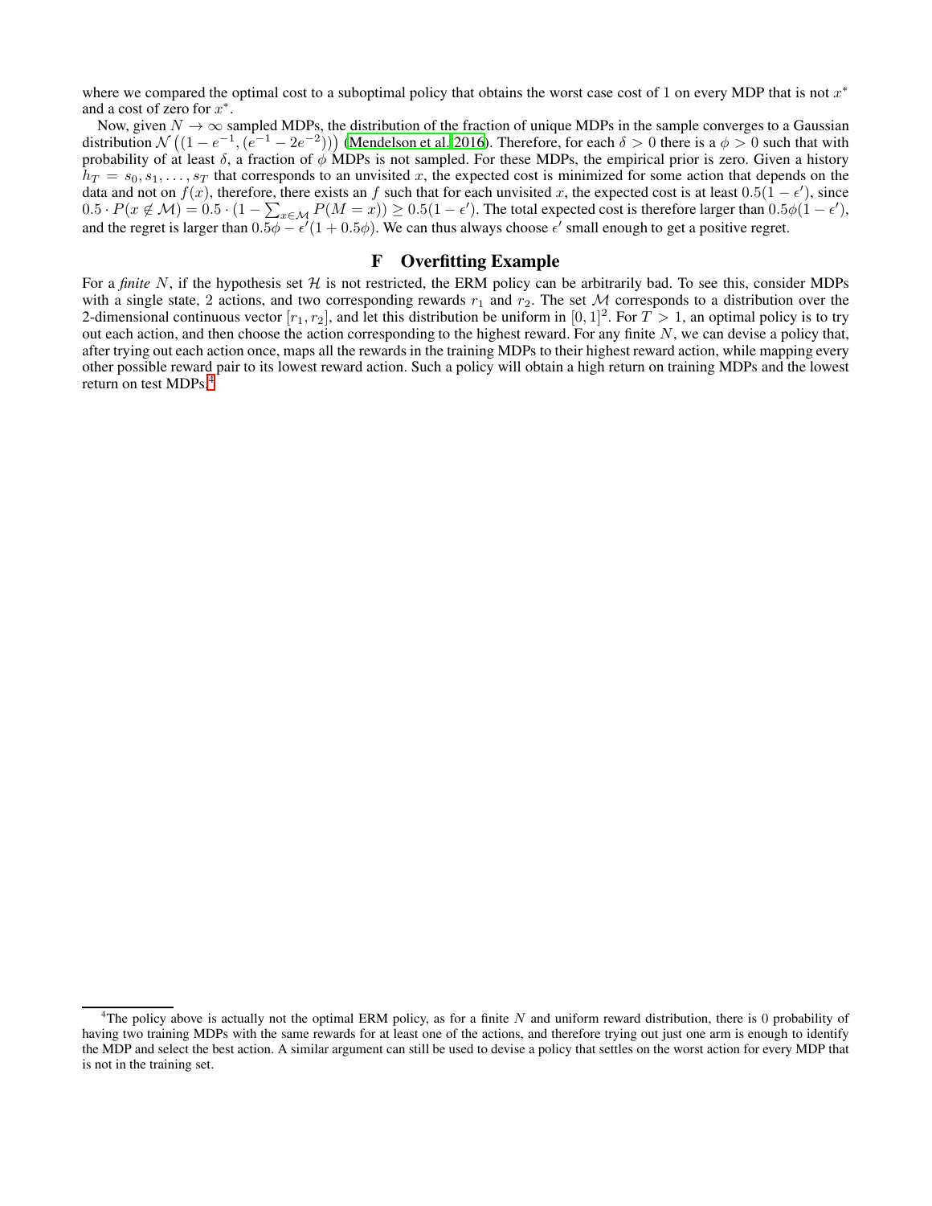where we compared the optimal cost to a suboptimal policy that obtains the worst case cost of 1 on every MDP that is not $x^*$ and a cost of zero for $x^*$.

Now, given $N \to \infty$ sampled MDPs, the distribution of the fraction of unique MDPs in the sample converges to a Gaussian distribution $\mathcal{N}\left((1-e^{-1}, (e^{-1} - 2e^{-2})\right)$ (Mendelson et al. 2016). Therefore, for each $\delta > 0$ there is a $\phi > 0$ such that with probability of at least $\delta$, a fraction of $\phi$ MDPs is not sampled. For these MDPs, the empirical prior is zero. Given a history $h_T = s_0, s_1, \dots, s_T$ that corresponds to an unvisited $x$, the expected cost is minimized for some action that depends on the data and not on $f(x)$, therefore, there exists an $f$ such that for each unvisited $x$, the expected cost is at least $0.5(1-\epsilon')$, since $0.5 \cdot P(x \notin \mathcal{M}) = 0.5 \cdot (1 - \sum_{x \in \mathcal{M}} P(M = x)) \geq 0.5(1-\epsilon')$. The total expected cost is therefore larger than $0.5\phi(1-\epsilon')$, and the regret is larger than $0.5\phi - \epsilon'(1 + 0.5\phi)$. We can thus always choose $\epsilon'$ small enough to get a positive regret.

# F Overfitting Example

For a *finite* $N$, if the hypothesis set $\mathcal{H}$ is not restricted, the ERM policy can be arbitrarily bad. To see this, consider MDPs with a single state, 2 actions, and two corresponding rewards $r_1$ and $r_2$. The set $\mathcal{M}$ corresponds to a distribution over the 2-dimensional continuous vector $[r_1, r_2]$, and let this distribution be uniform in $[0, 1]^2$. For $T > 1$, an optimal policy is to try out each action, and then choose the action corresponding to the highest reward. For any finite $N$, we can devise a policy that, after trying out each action once, maps all the rewards in the training MDPs to their highest reward action, while mapping every other possible reward pair to its lowest reward action. Such a policy will obtain a high return on training MDPs and the lowest return on test MDPs.[4]

[4] The policy above is actually not the optimal ERM policy, as for a finite $N$ and uniform reward distribution, there is 0 probability of having two training MDPs with the same rewards for at least one of the actions, and therefore trying out just one arm is enough to identify the MDP and select the best action. A similar argument can still be used to devise a policy that settles on the worst action for every MDP that is not in the training set.